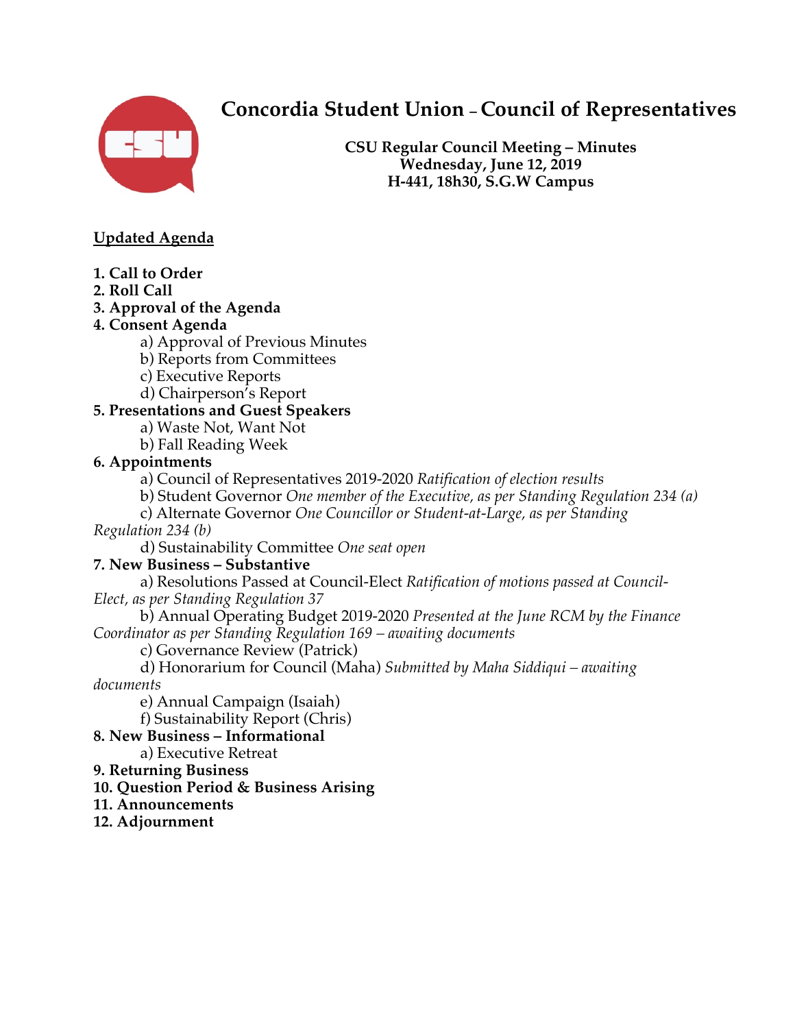# Concordia Student Union – Council of Representatives

**CSU Regular Council Meeting – Minutes**
**Wednesday, June 12, 2019**
**H-441, 18h30, S.G.W Campus**

**Updated Agenda**

**1. Call to Order**
**2. Roll Call**
**3. Approval of the Agenda**
**4. Consent Agenda**
  a) Approval of Previous Minutes
  b) Reports from Committees
  c) Executive Reports
  d) Chairperson's Report
**5. Presentations and Guest Speakers**
  a) Waste Not, Want Not
  b) Fall Reading Week
**6. Appointments**
  a) Council of Representatives 2019-2020 *Ratification of election results*
  b) Student Governor *One member of the Executive, as per Standing Regulation 234 (a)*
  c) Alternate Governor *One Councillor or Student-at-Large, as per Standing Regulation 234 (b)*
  d) Sustainability Committee *One seat open*
**7. New Business – Substantive**
  a) Resolutions Passed at Council-Elect *Ratification of motions passed at Council-Elect, as per Standing Regulation 37*
  b) Annual Operating Budget 2019-2020 *Presented at the June RCM by the Finance Coordinator as per Standing Regulation 169 – awaiting documents*
  c) Governance Review (Patrick)
  d) Honorarium for Council (Maha) *Submitted by Maha Siddiqui – awaiting documents*
  e) Annual Campaign (Isaiah)
  f) Sustainability Report (Chris)
**8. New Business – Informational**
  a) Executive Retreat
**9. Returning Business**
**10. Question Period & Business Arising**
**11. Announcements**
**12. Adjournment**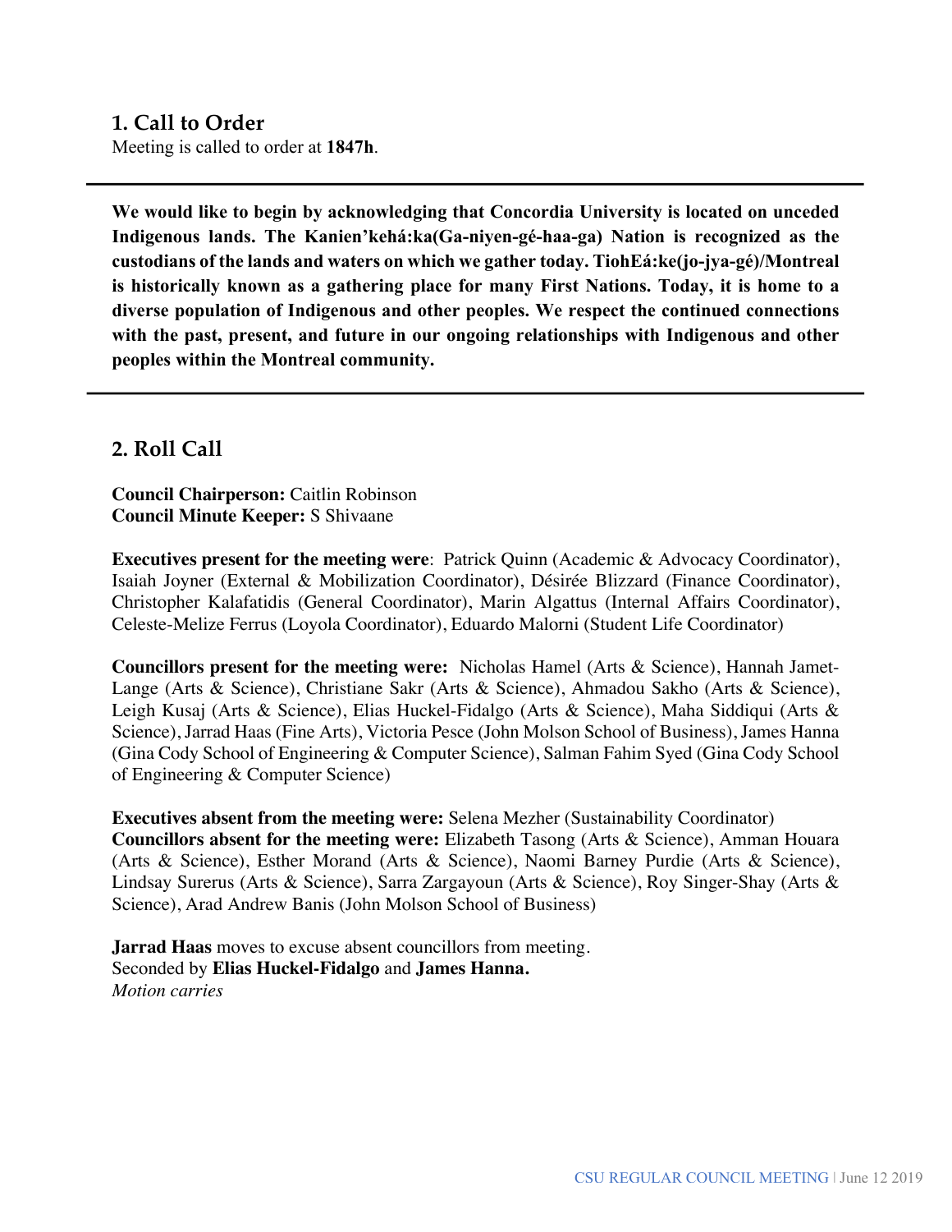## 1. Call to Order

Meeting is called to order at **1847h**.

---

**We would like to begin by acknowledging that Concordia University is located on unceded Indigenous lands. The Kanien'kehá:ka(Ga-niyen-gé-haa-ga) Nation is recognized as the custodians of the lands and waters on which we gather today. TiohEá:ke(jo-jya-gé)/Montreal is historically known as a gathering place for many First Nations. Today, it is home to a diverse population of Indigenous and other peoples. We respect the continued connections with the past, present, and future in our ongoing relationships with Indigenous and other peoples within the Montreal community.**

---

## 2. Roll Call

**Council Chairperson:** Caitlin Robinson
**Council Minute Keeper:** S Shivaane

**Executives present for the meeting were**: Patrick Quinn (Academic & Advocacy Coordinator), Isaiah Joyner (External & Mobilization Coordinator), Désirée Blizzard (Finance Coordinator), Christopher Kalafatidis (General Coordinator), Marin Algattus (Internal Affairs Coordinator), Celeste-Melize Ferrus (Loyola Coordinator), Eduardo Malorni (Student Life Coordinator)

**Councillors present for the meeting were:** Nicholas Hamel (Arts & Science), Hannah Jamet-Lange (Arts & Science), Christiane Sakr (Arts & Science), Ahmadou Sakho (Arts & Science), Leigh Kusaj (Arts & Science), Elias Huckel-Fidalgo (Arts & Science), Maha Siddiqui (Arts & Science), Jarrad Haas (Fine Arts), Victoria Pesce (John Molson School of Business), James Hanna (Gina Cody School of Engineering & Computer Science), Salman Fahim Syed (Gina Cody School of Engineering & Computer Science)

**Executives absent from the meeting were:** Selena Mezher (Sustainability Coordinator)
**Councillors absent for the meeting were:** Elizabeth Tasong (Arts & Science), Amman Houara (Arts & Science), Esther Morand (Arts & Science), Naomi Barney Purdie (Arts & Science), Lindsay Surerus (Arts & Science), Sarra Zargayoun (Arts & Science), Roy Singer-Shay (Arts & Science), Arad Andrew Banis (John Molson School of Business)

**Jarrad Haas** moves to excuse absent councillors from meeting.
Seconded by **Elias Huckel-Fidalgo** and **James Hanna.**
*Motion carries*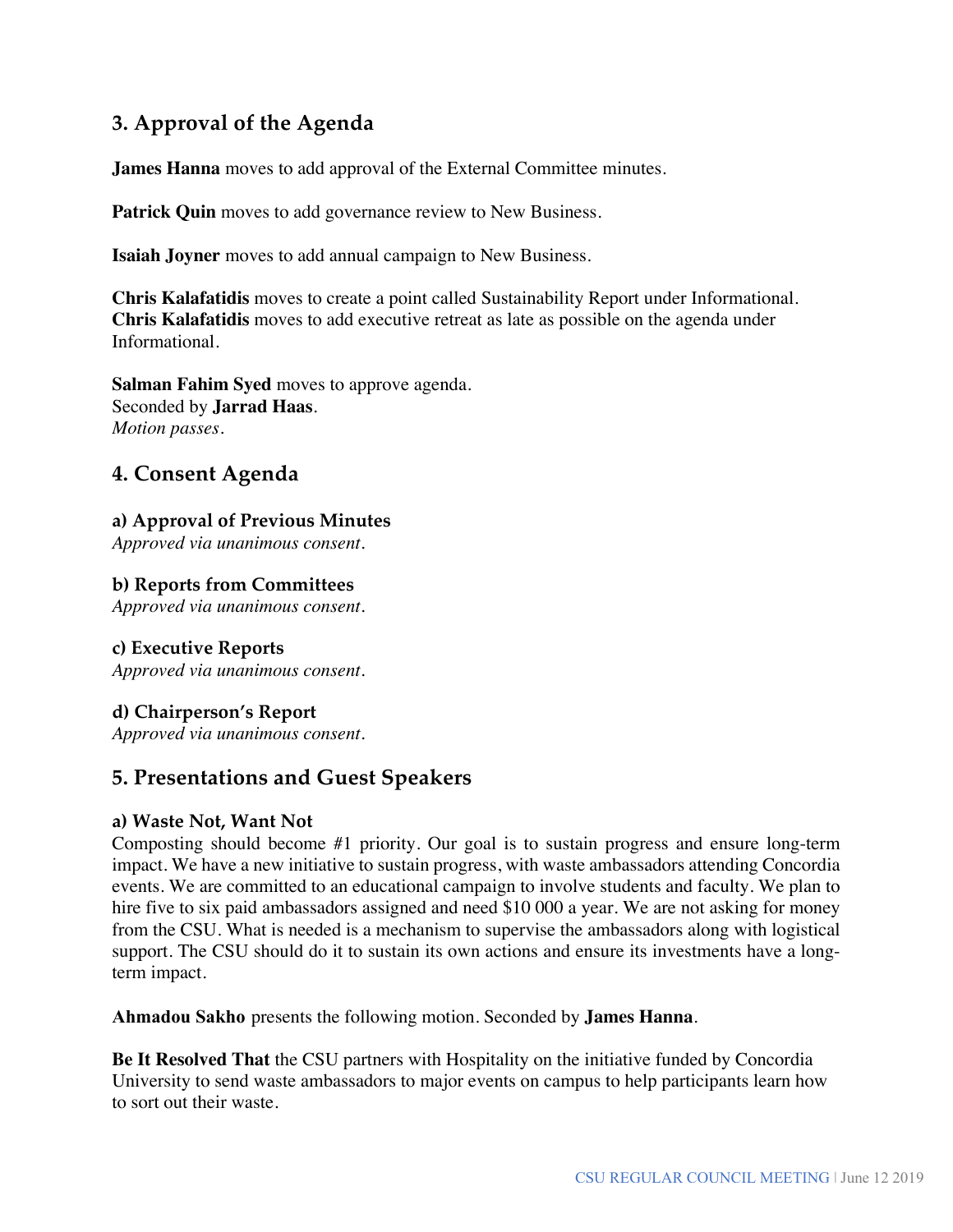## 3. Approval of the Agenda

**James Hanna** moves to add approval of the External Committee minutes.

**Patrick Quin** moves to add governance review to New Business.

**Isaiah Joyner** moves to add annual campaign to New Business.

**Chris Kalafatidis** moves to create a point called Sustainability Report under Informational.
**Chris Kalafatidis** moves to add executive retreat as late as possible on the agenda under Informational.

**Salman Fahim Syed** moves to approve agenda.
Seconded by **Jarrad Haas**.
*Motion passes.*

## 4. Consent Agenda

### a) Approval of Previous Minutes

*Approved via unanimous consent.*

### b) Reports from Committees

*Approved via unanimous consent.*

### c) Executive Reports

*Approved via unanimous consent.*

### d) Chairperson's Report

*Approved via unanimous consent.*

## 5. Presentations and Guest Speakers

### a) Waste Not, Want Not

Composting should become #1 priority. Our goal is to sustain progress and ensure long-term impact. We have a new initiative to sustain progress, with waste ambassadors attending Concordia events. We are committed to an educational campaign to involve students and faculty. We plan to hire five to six paid ambassadors assigned and need $10 000 a year. We are not asking for money from the CSU. What is needed is a mechanism to supervise the ambassadors along with logistical support. The CSU should do it to sustain its own actions and ensure its investments have a long-term impact.

**Ahmadou Sakho** presents the following motion. Seconded by **James Hanna**.

**Be It Resolved That** the CSU partners with Hospitality on the initiative funded by Concordia University to send waste ambassadors to major events on campus to help participants learn how to sort out their waste.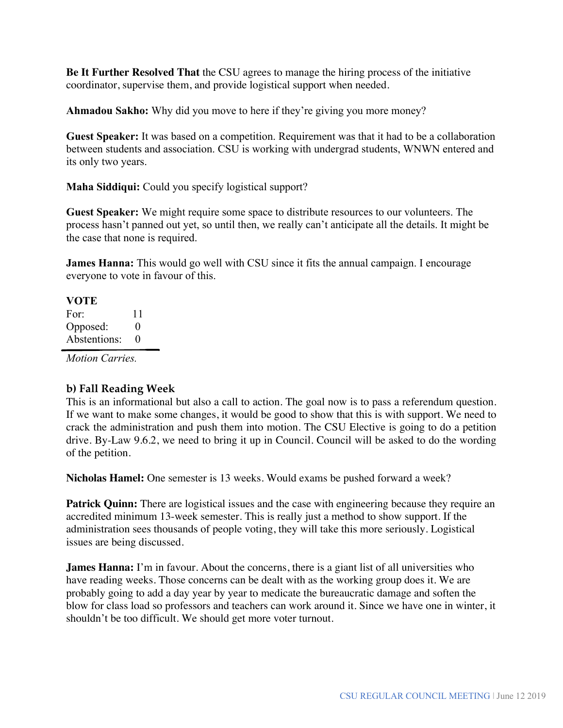**Be It Further Resolved That** the CSU agrees to manage the hiring process of the initiative coordinator, supervise them, and provide logistical support when needed.

**Ahmadou Sakho:** Why did you move to here if they're giving you more money?

**Guest Speaker:** It was based on a competition. Requirement was that it had to be a collaboration between students and association. CSU is working with undergrad students, WNWN entered and its only two years.

**Maha Siddiqui:** Could you specify logistical support?

**Guest Speaker:** We might require some space to distribute resources to our volunteers. The process hasn't panned out yet, so until then, we really can't anticipate all the details. It might be the case that none is required.

**James Hanna:** This would go well with CSU since it fits the annual campaign. I encourage everyone to vote in favour of this.

**VOTE**

| | |
|---|---|
| For: | 11 |
| Opposed: | 0 |
| Abstentions: | 0 |

*Motion Carries.*

### b) Fall Reading Week

This is an informational but also a call to action. The goal now is to pass a referendum question. If we want to make some changes, it would be good to show that this is with support. We need to crack the administration and push them into motion. The CSU Elective is going to do a petition drive. By-Law 9.6.2, we need to bring it up in Council. Council will be asked to do the wording of the petition.

**Nicholas Hamel:** One semester is 13 weeks. Would exams be pushed forward a week?

**Patrick Quinn:** There are logistical issues and the case with engineering because they require an accredited minimum 13-week semester. This is really just a method to show support. If the administration sees thousands of people voting, they will take this more seriously. Logistical issues are being discussed.

**James Hanna:** I'm in favour. About the concerns, there is a giant list of all universities who have reading weeks. Those concerns can be dealt with as the working group does it. We are probably going to add a day year by year to medicate the bureaucratic damage and soften the blow for class load so professors and teachers can work around it. Since we have one in winter, it shouldn't be too difficult. We should get more voter turnout.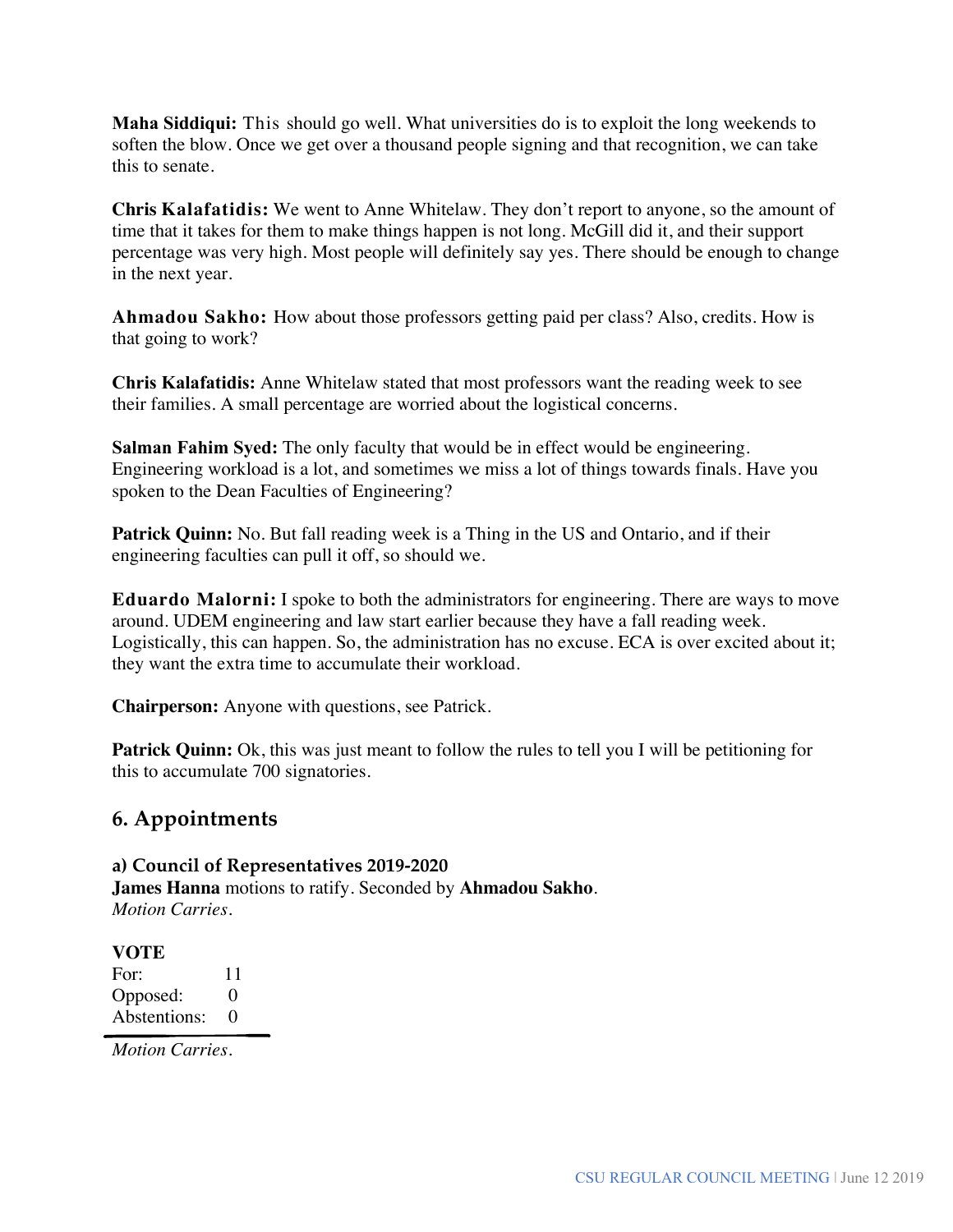**Maha Siddiqui:** This should go well. What universities do is to exploit the long weekends to soften the blow. Once we get over a thousand people signing and that recognition, we can take this to senate.

**Chris Kalafatidis:** We went to Anne Whitelaw. They don't report to anyone, so the amount of time that it takes for them to make things happen is not long. McGill did it, and their support percentage was very high. Most people will definitely say yes. There should be enough to change in the next year.

**Ahmadou Sakho:** How about those professors getting paid per class? Also, credits. How is that going to work?

**Chris Kalafatidis:** Anne Whitelaw stated that most professors want the reading week to see their families. A small percentage are worried about the logistical concerns.

**Salman Fahim Syed:** The only faculty that would be in effect would be engineering. Engineering workload is a lot, and sometimes we miss a lot of things towards finals. Have you spoken to the Dean Faculties of Engineering?

**Patrick Quinn:** No. But fall reading week is a Thing in the US and Ontario, and if their engineering faculties can pull it off, so should we.

**Eduardo Malorni:** I spoke to both the administrators for engineering. There are ways to move around. UDEM engineering and law start earlier because they have a fall reading week. Logistically, this can happen. So, the administration has no excuse. ECA is over excited about it; they want the extra time to accumulate their workload.

**Chairperson:** Anyone with questions, see Patrick.

**Patrick Quinn:** Ok, this was just meant to follow the rules to tell you I will be petitioning for this to accumulate 700 signatories.

## 6. Appointments

**a) Council of Representatives 2019-2020**
**James Hanna** motions to ratify. Seconded by **Ahmadou Sakho**.
*Motion Carries.*

**VOTE**

| | |
|---|---|
| For: | 11 |
| Opposed: | 0 |
| Abstentions: | 0 |

*Motion Carries.*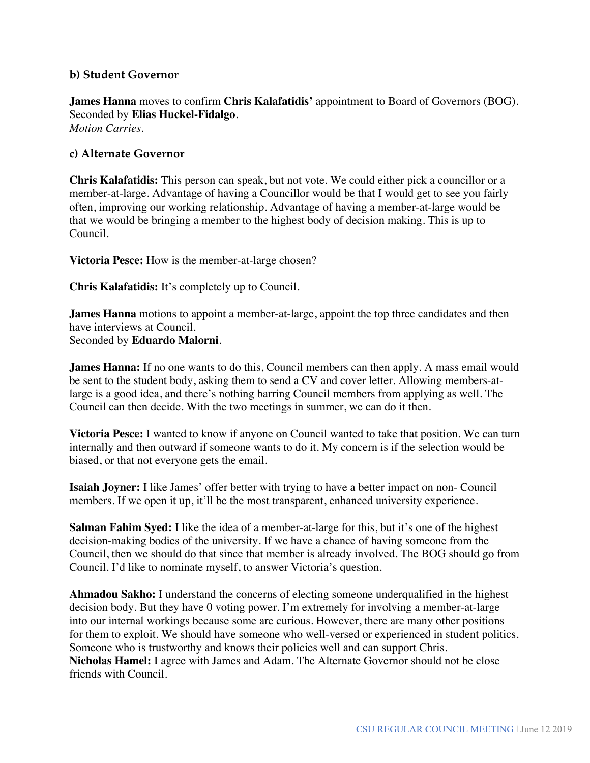### b) Student Governor

**James Hanna** moves to confirm **Chris Kalafatidis'** appointment to Board of Governors (BOG).
Seconded by **Elias Huckel-Fidalgo**.
*Motion Carries.*

### c) Alternate Governor

**Chris Kalafatidis:** This person can speak, but not vote. We could either pick a councillor or a member-at-large. Advantage of having a Councillor would be that I would get to see you fairly often, improving our working relationship. Advantage of having a member-at-large would be that we would be bringing a member to the highest body of decision making. This is up to Council.

**Victoria Pesce:** How is the member-at-large chosen?

**Chris Kalafatidis:** It's completely up to Council.

**James Hanna** motions to appoint a member-at-large, appoint the top three candidates and then have interviews at Council.
Seconded by **Eduardo Malorni**.

**James Hanna:** If no one wants to do this, Council members can then apply. A mass email would be sent to the student body, asking them to send a CV and cover letter. Allowing members-at-large is a good idea, and there's nothing barring Council members from applying as well. The Council can then decide. With the two meetings in summer, we can do it then.

**Victoria Pesce:** I wanted to know if anyone on Council wanted to take that position. We can turn internally and then outward if someone wants to do it. My concern is if the selection would be biased, or that not everyone gets the email.

**Isaiah Joyner:** I like James' offer better with trying to have a better impact on non- Council members. If we open it up, it'll be the most transparent, enhanced university experience.

**Salman Fahim Syed:** I like the idea of a member-at-large for this, but it's one of the highest decision-making bodies of the university. If we have a chance of having someone from the Council, then we should do that since that member is already involved. The BOG should go from Council. I'd like to nominate myself, to answer Victoria's question.

**Ahmadou Sakho:** I understand the concerns of electing someone underqualified in the highest decision body. But they have 0 voting power. I'm extremely for involving a member-at-large into our internal workings because some are curious. However, there are many other positions for them to exploit. We should have someone who well-versed or experienced in student politics. Someone who is trustworthy and knows their policies well and can support Chris.

**Nicholas Hamel:** I agree with James and Adam. The Alternate Governor should not be close friends with Council.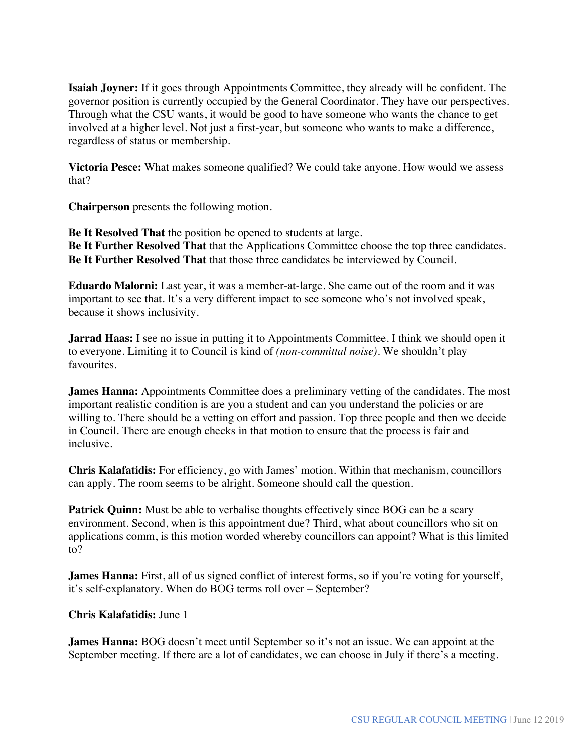**Isaiah Joyner:** If it goes through Appointments Committee, they already will be confident. The governor position is currently occupied by the General Coordinator. They have our perspectives. Through what the CSU wants, it would be good to have someone who wants the chance to get involved at a higher level. Not just a first-year, but someone who wants to make a difference, regardless of status or membership.

**Victoria Pesce:** What makes someone qualified? We could take anyone. How would we assess that?

**Chairperson** presents the following motion.

**Be It Resolved That** the position be opened to students at large.
**Be It Further Resolved That** that the Applications Committee choose the top three candidates.
**Be It Further Resolved That** that those three candidates be interviewed by Council.

**Eduardo Malorni:** Last year, it was a member-at-large. She came out of the room and it was important to see that. It's a very different impact to see someone who's not involved speak, because it shows inclusivity.

**Jarrad Haas:** I see no issue in putting it to Appointments Committee. I think we should open it to everyone. Limiting it to Council is kind of *(non-committal noise)*. We shouldn't play favourites.

**James Hanna:** Appointments Committee does a preliminary vetting of the candidates. The most important realistic condition is are you a student and can you understand the policies or are willing to. There should be a vetting on effort and passion. Top three people and then we decide in Council. There are enough checks in that motion to ensure that the process is fair and inclusive.

**Chris Kalafatidis:** For efficiency, go with James' motion. Within that mechanism, councillors can apply. The room seems to be alright. Someone should call the question.

**Patrick Quinn:** Must be able to verbalise thoughts effectively since BOG can be a scary environment. Second, when is this appointment due? Third, what about councillors who sit on applications comm, is this motion worded whereby councillors can appoint? What is this limited to?

**James Hanna:** First, all of us signed conflict of interest forms, so if you're voting for yourself, it's self-explanatory. When do BOG terms roll over – September?

**Chris Kalafatidis:** June 1

**James Hanna:** BOG doesn't meet until September so it's not an issue. We can appoint at the September meeting. If there are a lot of candidates, we can choose in July if there's a meeting.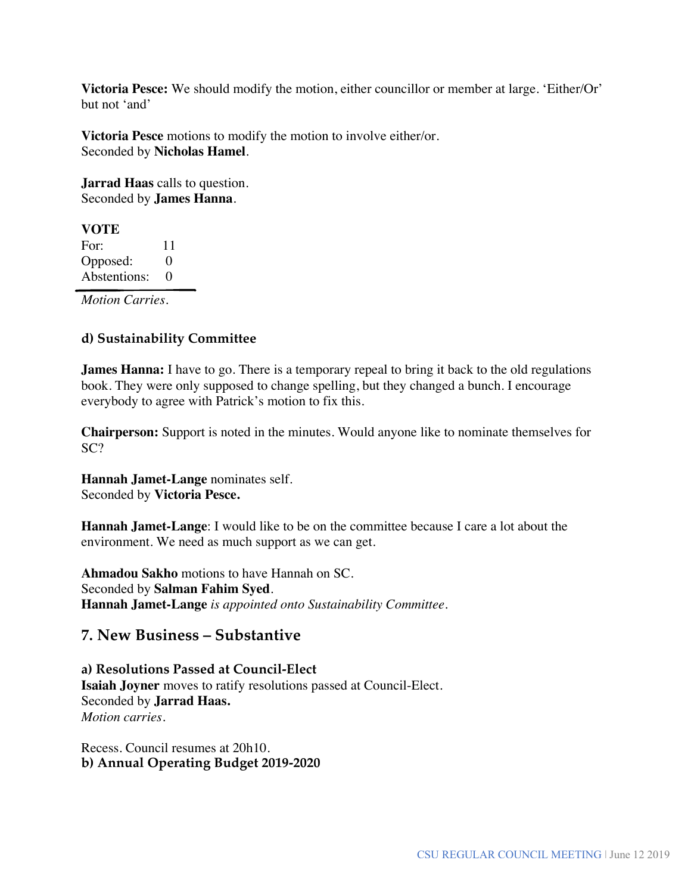**Victoria Pesce:** We should modify the motion, either councillor or member at large. 'Either/Or' but not 'and'

**Victoria Pesce** motions to modify the motion to involve either/or.
Seconded by **Nicholas Hamel**.

**Jarrad Haas** calls to question.
Seconded by **James Hanna**.

**VOTE**

| | |
|---|---|
| For: | 11 |
| Opposed: | 0 |
| Abstentions: | 0 |

*Motion Carries.*

### d) Sustainability Committee

**James Hanna:** I have to go. There is a temporary repeal to bring it back to the old regulations book. They were only supposed to change spelling, but they changed a bunch. I encourage everybody to agree with Patrick's motion to fix this.

**Chairperson:** Support is noted in the minutes. Would anyone like to nominate themselves for SC?

**Hannah Jamet-Lange** nominates self.
Seconded by **Victoria Pesce.**

**Hannah Jamet-Lange**: I would like to be on the committee because I care a lot about the environment. We need as much support as we can get.

**Ahmadou Sakho** motions to have Hannah on SC.
Seconded by **Salman Fahim Syed**.
**Hannah Jamet-Lange** *is appointed onto Sustainability Committee.*

## 7. New Business – Substantive

### a) Resolutions Passed at Council-Elect

**Isaiah Joyner** moves to ratify resolutions passed at Council-Elect.
Seconded by **Jarrad Haas.**
*Motion carries.*

Recess. Council resumes at 20h10.

### b) Annual Operating Budget 2019-2020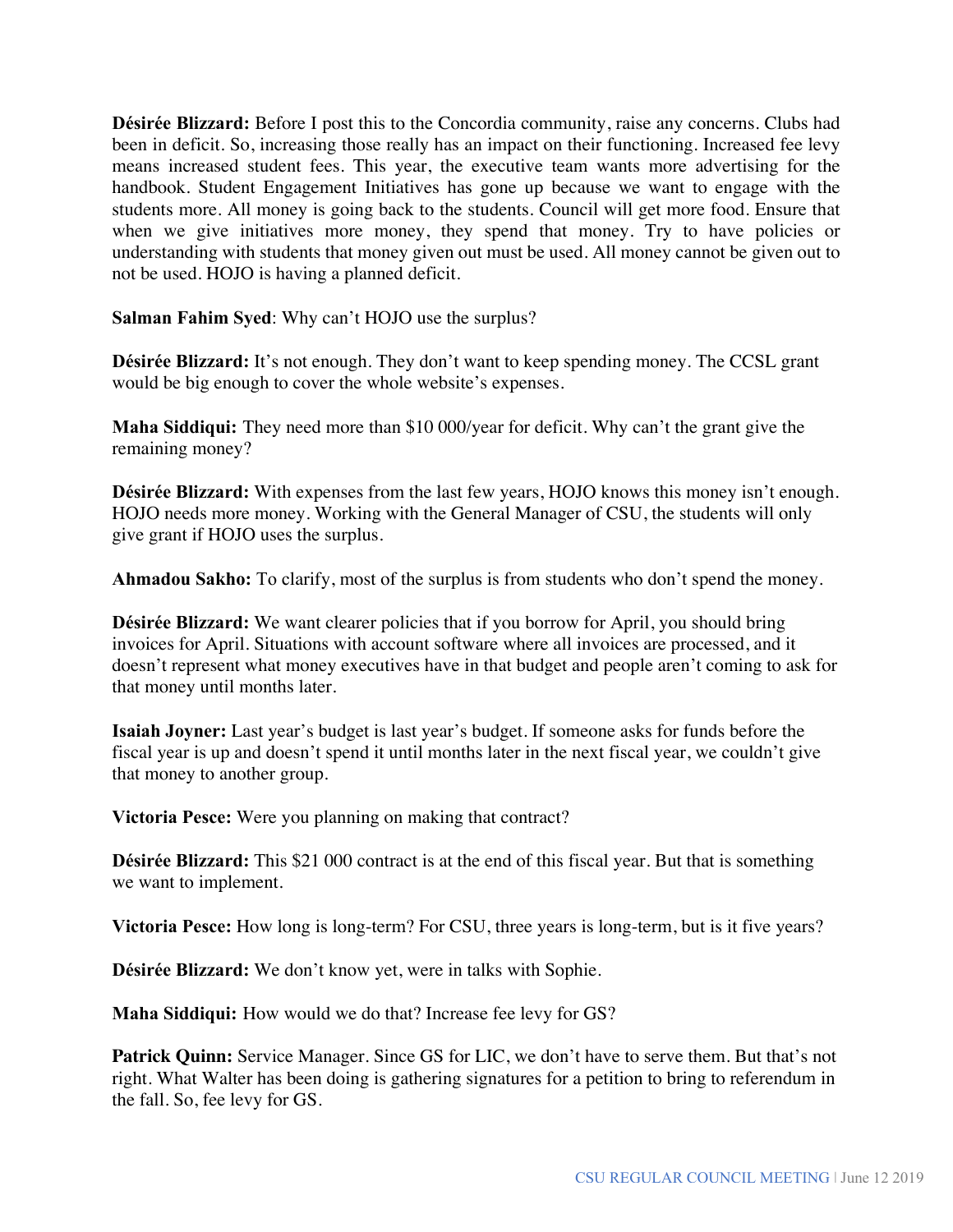**Désirée Blizzard:** Before I post this to the Concordia community, raise any concerns. Clubs had been in deficit. So, increasing those really has an impact on their functioning. Increased fee levy means increased student fees. This year, the executive team wants more advertising for the handbook. Student Engagement Initiatives has gone up because we want to engage with the students more. All money is going back to the students. Council will get more food. Ensure that when we give initiatives more money, they spend that money. Try to have policies or understanding with students that money given out must be used. All money cannot be given out to not be used. HOJO is having a planned deficit.

**Salman Fahim Syed**: Why can't HOJO use the surplus?

**Désirée Blizzard:** It's not enough. They don't want to keep spending money. The CCSL grant would be big enough to cover the whole website's expenses.

**Maha Siddiqui:** They need more than $10 000/year for deficit. Why can't the grant give the remaining money?

**Désirée Blizzard:** With expenses from the last few years, HOJO knows this money isn't enough. HOJO needs more money. Working with the General Manager of CSU, the students will only give grant if HOJO uses the surplus.

**Ahmadou Sakho:** To clarify, most of the surplus is from students who don't spend the money.

**Désirée Blizzard:** We want clearer policies that if you borrow for April, you should bring invoices for April. Situations with account software where all invoices are processed, and it doesn't represent what money executives have in that budget and people aren't coming to ask for that money until months later.

**Isaiah Joyner:** Last year's budget is last year's budget. If someone asks for funds before the fiscal year is up and doesn't spend it until months later in the next fiscal year, we couldn't give that money to another group.

**Victoria Pesce:** Were you planning on making that contract?

**Désirée Blizzard:** This $21 000 contract is at the end of this fiscal year. But that is something we want to implement.

**Victoria Pesce:** How long is long-term? For CSU, three years is long-term, but is it five years?

**Désirée Blizzard:** We don't know yet, were in talks with Sophie.

**Maha Siddiqui:** How would we do that? Increase fee levy for GS?

**Patrick Quinn:** Service Manager. Since GS for LIC, we don't have to serve them. But that's not right. What Walter has been doing is gathering signatures for a petition to bring to referendum in the fall. So, fee levy for GS.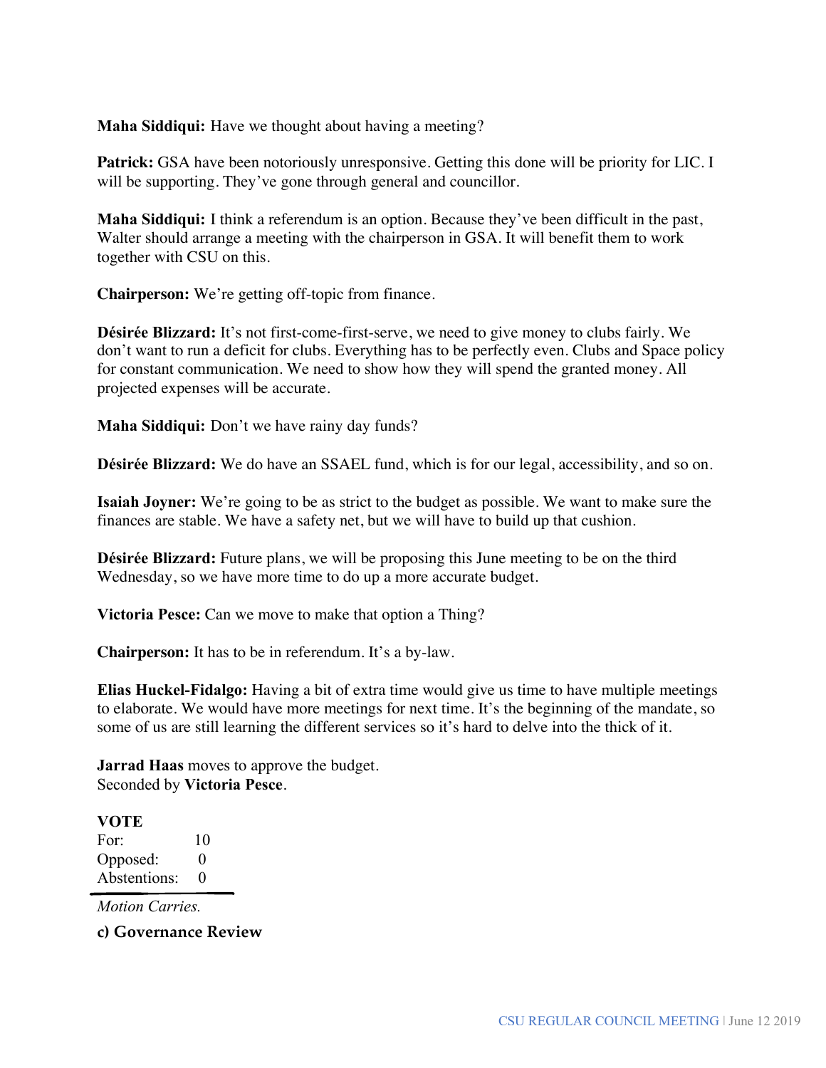**Maha Siddiqui:** Have we thought about having a meeting?

**Patrick:** GSA have been notoriously unresponsive. Getting this done will be priority for LIC. I will be supporting. They've gone through general and councillor.

**Maha Siddiqui:** I think a referendum is an option. Because they've been difficult in the past, Walter should arrange a meeting with the chairperson in GSA. It will benefit them to work together with CSU on this.

**Chairperson:** We're getting off-topic from finance.

**Désirée Blizzard:** It's not first-come-first-serve, we need to give money to clubs fairly. We don't want to run a deficit for clubs. Everything has to be perfectly even. Clubs and Space policy for constant communication. We need to show how they will spend the granted money. All projected expenses will be accurate.

**Maha Siddiqui:** Don't we have rainy day funds?

**Désirée Blizzard:** We do have an SSAEL fund, which is for our legal, accessibility, and so on.

**Isaiah Joyner:** We're going to be as strict to the budget as possible. We want to make sure the finances are stable. We have a safety net, but we will have to build up that cushion.

**Désirée Blizzard:** Future plans, we will be proposing this June meeting to be on the third Wednesday, so we have more time to do up a more accurate budget.

**Victoria Pesce:** Can we move to make that option a Thing?

**Chairperson:** It has to be in referendum. It's a by-law.

**Elias Huckel-Fidalgo:** Having a bit of extra time would give us time to have multiple meetings to elaborate. We would have more meetings for next time. It's the beginning of the mandate, so some of us are still learning the different services so it's hard to delve into the thick of it.

**Jarrad Haas** moves to approve the budget.
Seconded by **Victoria Pesce**.

**VOTE**

| | |
|---|---|
| For: | 10 |
| Opposed: | 0 |
| Abstentions: | 0 |

*Motion Carries.*

**c) Governance Review**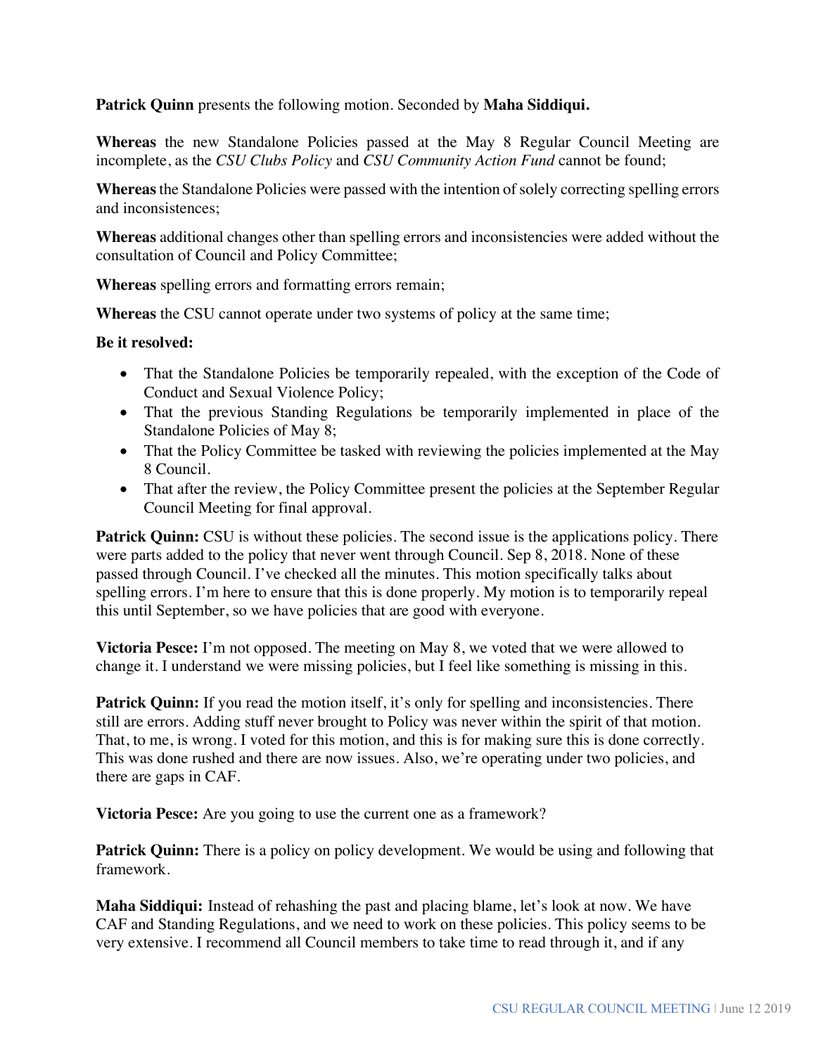**Patrick Quinn** presents the following motion. Seconded by **Maha Siddiqui.**

**Whereas** the new Standalone Policies passed at the May 8 Regular Council Meeting are incomplete, as the *CSU Clubs Policy* and *CSU Community Action Fund* cannot be found;

**Whereas** the Standalone Policies were passed with the intention of solely correcting spelling errors and inconsistences;

**Whereas** additional changes other than spelling errors and inconsistencies were added without the consultation of Council and Policy Committee;

**Whereas** spelling errors and formatting errors remain;

**Whereas** the CSU cannot operate under two systems of policy at the same time;

**Be it resolved:**

- That the Standalone Policies be temporarily repealed, with the exception of the Code of Conduct and Sexual Violence Policy;
- That the previous Standing Regulations be temporarily implemented in place of the Standalone Policies of May 8;
- That the Policy Committee be tasked with reviewing the policies implemented at the May 8 Council.
- That after the review, the Policy Committee present the policies at the September Regular Council Meeting for final approval.

**Patrick Quinn:** CSU is without these policies. The second issue is the applications policy. There were parts added to the policy that never went through Council. Sep 8, 2018. None of these passed through Council. I've checked all the minutes. This motion specifically talks about spelling errors. I'm here to ensure that this is done properly. My motion is to temporarily repeal this until September, so we have policies that are good with everyone.

**Victoria Pesce:** I'm not opposed. The meeting on May 8, we voted that we were allowed to change it. I understand we were missing policies, but I feel like something is missing in this.

**Patrick Quinn:** If you read the motion itself, it's only for spelling and inconsistencies. There still are errors. Adding stuff never brought to Policy was never within the spirit of that motion. That, to me, is wrong. I voted for this motion, and this is for making sure this is done correctly. This was done rushed and there are now issues. Also, we're operating under two policies, and there are gaps in CAF.

**Victoria Pesce:** Are you going to use the current one as a framework?

**Patrick Quinn:** There is a policy on policy development. We would be using and following that framework.

**Maha Siddiqui:** Instead of rehashing the past and placing blame, let's look at now. We have CAF and Standing Regulations, and we need to work on these policies. This policy seems to be very extensive. I recommend all Council members to take time to read through it, and if any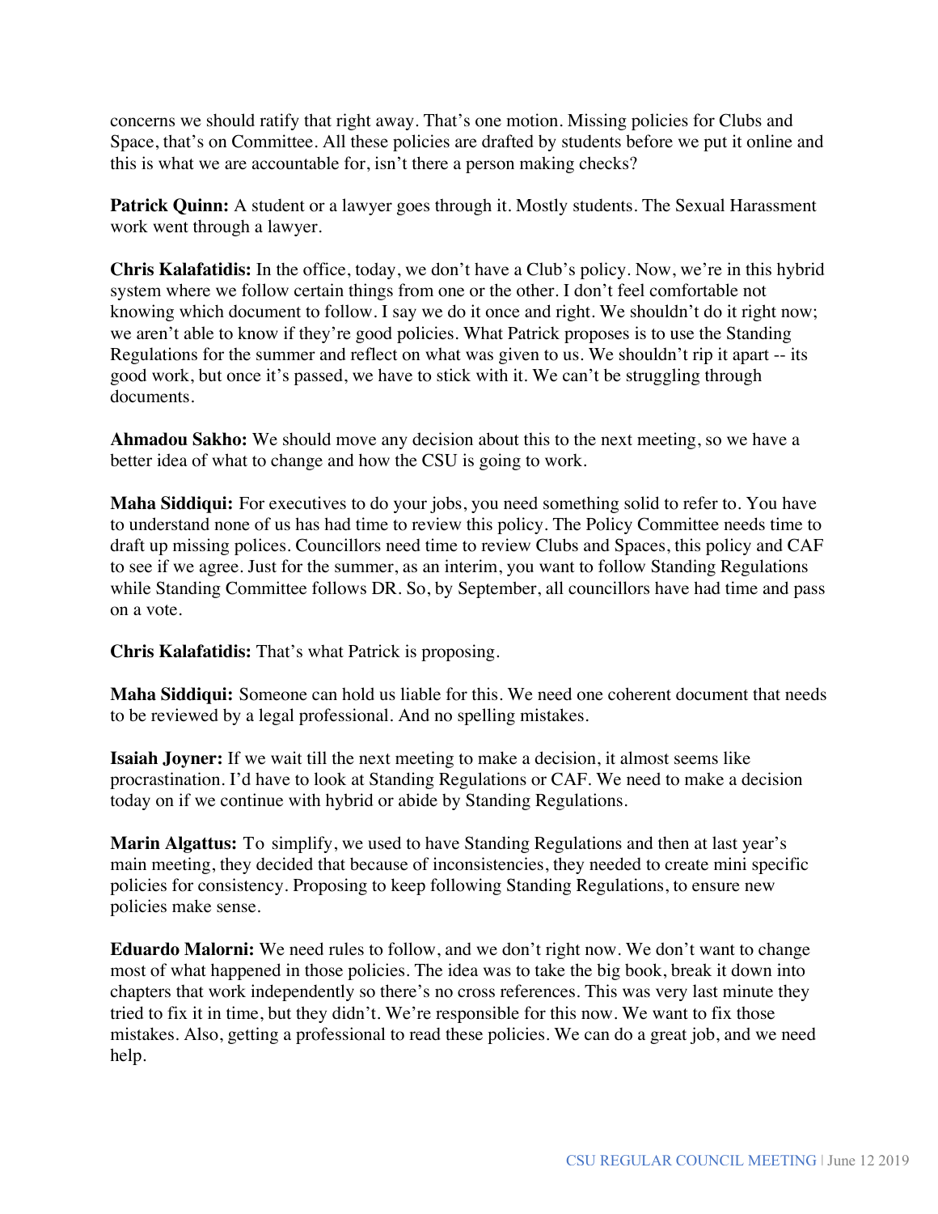concerns we should ratify that right away. That's one motion. Missing policies for Clubs and Space, that's on Committee. All these policies are drafted by students before we put it online and this is what we are accountable for, isn't there a person making checks?

**Patrick Quinn:** A student or a lawyer goes through it. Mostly students. The Sexual Harassment work went through a lawyer.

**Chris Kalafatidis:** In the office, today, we don't have a Club's policy. Now, we're in this hybrid system where we follow certain things from one or the other. I don't feel comfortable not knowing which document to follow. I say we do it once and right. We shouldn't do it right now; we aren't able to know if they're good policies. What Patrick proposes is to use the Standing Regulations for the summer and reflect on what was given to us. We shouldn't rip it apart -- its good work, but once it's passed, we have to stick with it. We can't be struggling through documents.

**Ahmadou Sakho:** We should move any decision about this to the next meeting, so we have a better idea of what to change and how the CSU is going to work.

**Maha Siddiqui:** For executives to do your jobs, you need something solid to refer to. You have to understand none of us has had time to review this policy. The Policy Committee needs time to draft up missing polices. Councillors need time to review Clubs and Spaces, this policy and CAF to see if we agree. Just for the summer, as an interim, you want to follow Standing Regulations while Standing Committee follows DR. So, by September, all councillors have had time and pass on a vote.

**Chris Kalafatidis:** That's what Patrick is proposing.

**Maha Siddiqui:** Someone can hold us liable for this. We need one coherent document that needs to be reviewed by a legal professional. And no spelling mistakes.

**Isaiah Joyner:** If we wait till the next meeting to make a decision, it almost seems like procrastination. I'd have to look at Standing Regulations or CAF. We need to make a decision today on if we continue with hybrid or abide by Standing Regulations.

**Marin Algattus:** To simplify, we used to have Standing Regulations and then at last year's main meeting, they decided that because of inconsistencies, they needed to create mini specific policies for consistency. Proposing to keep following Standing Regulations, to ensure new policies make sense.

**Eduardo Malorni:** We need rules to follow, and we don't right now. We don't want to change most of what happened in those policies. The idea was to take the big book, break it down into chapters that work independently so there's no cross references. This was very last minute they tried to fix it in time, but they didn't. We're responsible for this now. We want to fix those mistakes. Also, getting a professional to read these policies. We can do a great job, and we need help.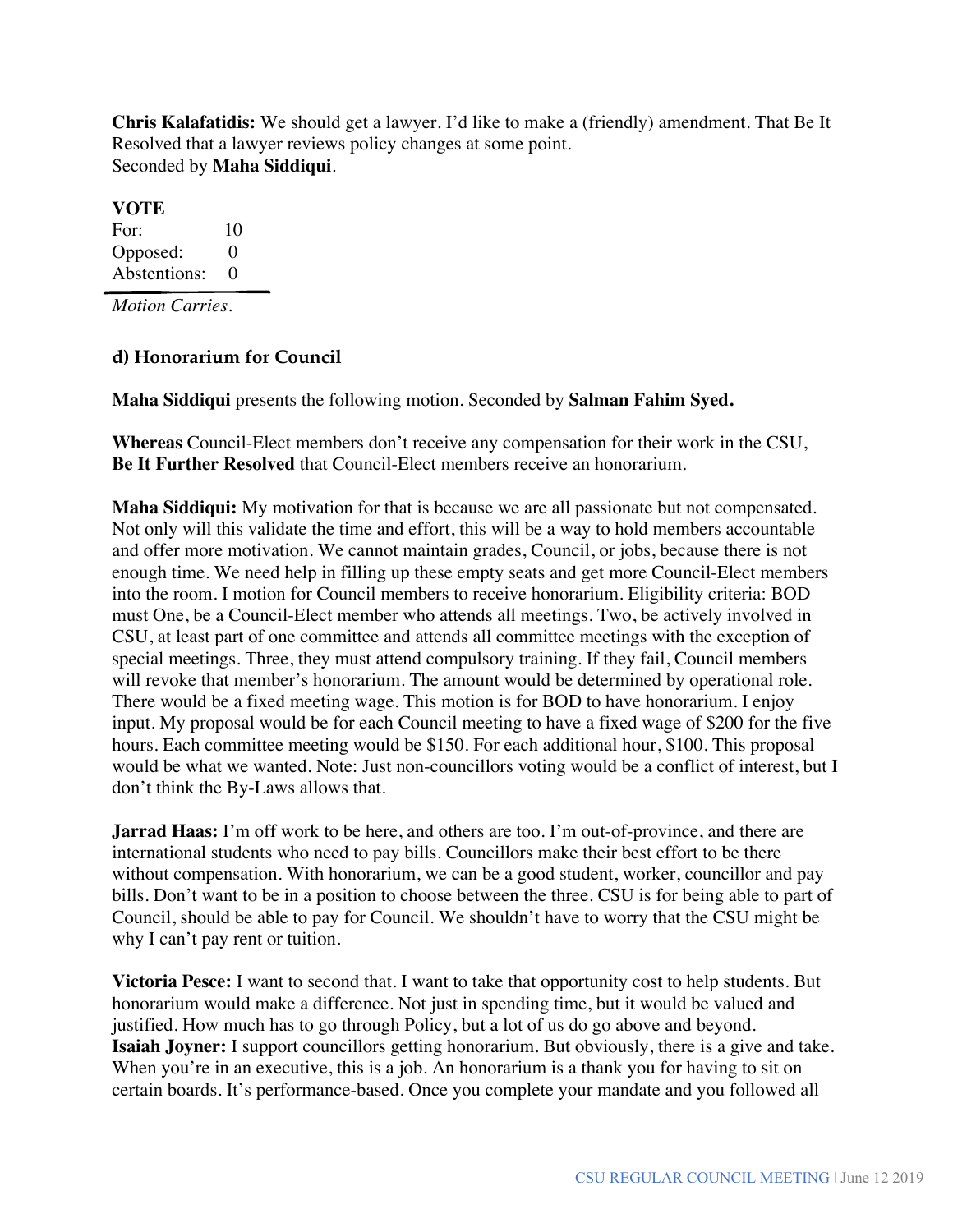**Chris Kalafatidis:** We should get a lawyer. I'd like to make a (friendly) amendment. That Be It Resolved that a lawyer reviews policy changes at some point.
Seconded by **Maha Siddiqui**.

**VOTE**

| | |
|---|---|
| For: | 10 |
| Opposed: | 0 |
| Abstentions: | 0 |

*Motion Carries.*

### d) Honorarium for Council

**Maha Siddiqui** presents the following motion. Seconded by **Salman Fahim Syed.**

**Whereas** Council-Elect members don't receive any compensation for their work in the CSU,
**Be It Further Resolved** that Council-Elect members receive an honorarium.

**Maha Siddiqui:** My motivation for that is because we are all passionate but not compensated. Not only will this validate the time and effort, this will be a way to hold members accountable and offer more motivation. We cannot maintain grades, Council, or jobs, because there is not enough time. We need help in filling up these empty seats and get more Council-Elect members into the room. I motion for Council members to receive honorarium. Eligibility criteria: BOD must One, be a Council-Elect member who attends all meetings. Two, be actively involved in CSU, at least part of one committee and attends all committee meetings with the exception of special meetings. Three, they must attend compulsory training. If they fail, Council members will revoke that member's honorarium. The amount would be determined by operational role. There would be a fixed meeting wage. This motion is for BOD to have honorarium. I enjoy input. My proposal would be for each Council meeting to have a fixed wage of $200 for the five hours. Each committee meeting would be $150. For each additional hour, $100. This proposal would be what we wanted. Note: Just non-councillors voting would be a conflict of interest, but I don't think the By-Laws allows that.

**Jarrad Haas:** I'm off work to be here, and others are too. I'm out-of-province, and there are international students who need to pay bills. Councillors make their best effort to be there without compensation. With honorarium, we can be a good student, worker, councillor and pay bills. Don't want to be in a position to choose between the three. CSU is for being able to part of Council, should be able to pay for Council. We shouldn't have to worry that the CSU might be why I can't pay rent or tuition.

**Victoria Pesce:** I want to second that. I want to take that opportunity cost to help students. But honorarium would make a difference. Not just in spending time, but it would be valued and justified. How much has to go through Policy, but a lot of us do go above and beyond.
**Isaiah Joyner:** I support councillors getting honorarium. But obviously, there is a give and take. When you're in an executive, this is a job. An honorarium is a thank you for having to sit on certain boards. It's performance-based. Once you complete your mandate and you followed all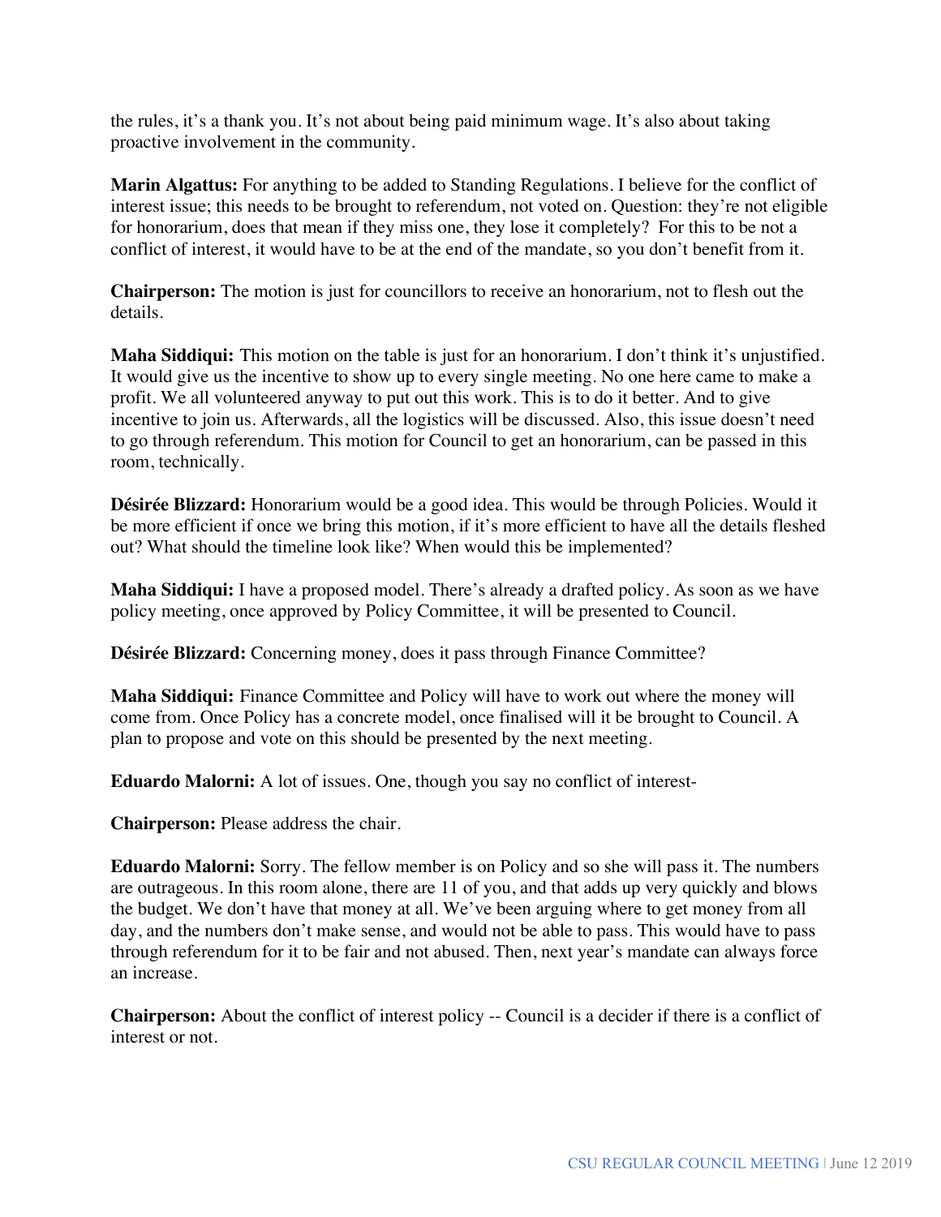the rules, it's a thank you. It's not about being paid minimum wage. It's also about taking proactive involvement in the community.

**Marin Algattus:** For anything to be added to Standing Regulations. I believe for the conflict of interest issue; this needs to be brought to referendum, not voted on. Question: they're not eligible for honorarium, does that mean if they miss one, they lose it completely? For this to be not a conflict of interest, it would have to be at the end of the mandate, so you don't benefit from it.

**Chairperson:** The motion is just for councillors to receive an honorarium, not to flesh out the details.

**Maha Siddiqui:** This motion on the table is just for an honorarium. I don't think it's unjustified. It would give us the incentive to show up to every single meeting. No one here came to make a profit. We all volunteered anyway to put out this work. This is to do it better. And to give incentive to join us. Afterwards, all the logistics will be discussed. Also, this issue doesn't need to go through referendum. This motion for Council to get an honorarium, can be passed in this room, technically.

**Désirée Blizzard:** Honorarium would be a good idea. This would be through Policies. Would it be more efficient if once we bring this motion, if it's more efficient to have all the details fleshed out? What should the timeline look like? When would this be implemented?

**Maha Siddiqui:** I have a proposed model. There's already a drafted policy. As soon as we have policy meeting, once approved by Policy Committee, it will be presented to Council.

**Désirée Blizzard:** Concerning money, does it pass through Finance Committee?

**Maha Siddiqui:** Finance Committee and Policy will have to work out where the money will come from. Once Policy has a concrete model, once finalised will it be brought to Council. A plan to propose and vote on this should be presented by the next meeting.

**Eduardo Malorni:** A lot of issues. One, though you say no conflict of interest-

**Chairperson:** Please address the chair.

**Eduardo Malorni:** Sorry. The fellow member is on Policy and so she will pass it. The numbers are outrageous. In this room alone, there are 11 of you, and that adds up very quickly and blows the budget. We don't have that money at all. We've been arguing where to get money from all day, and the numbers don't make sense, and would not be able to pass. This would have to pass through referendum for it to be fair and not abused. Then, next year's mandate can always force an increase.

**Chairperson:** About the conflict of interest policy -- Council is a decider if there is a conflict of interest or not.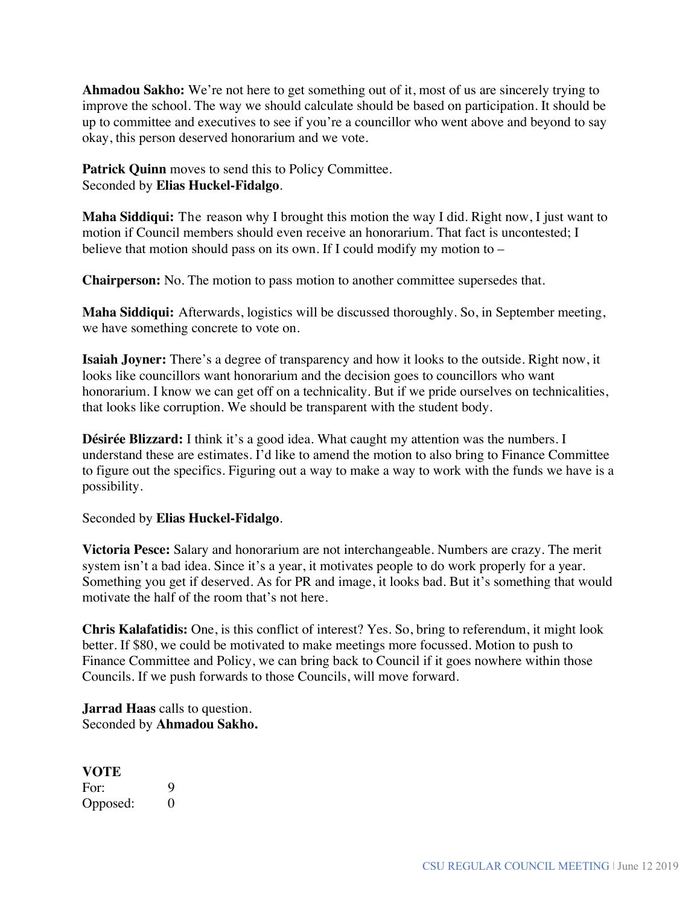**Ahmadou Sakho:** We're not here to get something out of it, most of us are sincerely trying to improve the school. The way we should calculate should be based on participation. It should be up to committee and executives to see if you're a councillor who went above and beyond to say okay, this person deserved honorarium and we vote.

**Patrick Quinn** moves to send this to Policy Committee.
Seconded by **Elias Huckel-Fidalgo**.

**Maha Siddiqui:** The reason why I brought this motion the way I did. Right now, I just want to motion if Council members should even receive an honorarium. That fact is uncontested; I believe that motion should pass on its own. If I could modify my motion to –

**Chairperson:** No. The motion to pass motion to another committee supersedes that.

**Maha Siddiqui:** Afterwards, logistics will be discussed thoroughly. So, in September meeting, we have something concrete to vote on.

**Isaiah Joyner:** There's a degree of transparency and how it looks to the outside. Right now, it looks like councillors want honorarium and the decision goes to councillors who want honorarium. I know we can get off on a technicality. But if we pride ourselves on technicalities, that looks like corruption. We should be transparent with the student body.

**Désirée Blizzard:** I think it's a good idea. What caught my attention was the numbers. I understand these are estimates. I'd like to amend the motion to also bring to Finance Committee to figure out the specifics. Figuring out a way to make a way to work with the funds we have is a possibility.

Seconded by **Elias Huckel-Fidalgo**.

**Victoria Pesce:** Salary and honorarium are not interchangeable. Numbers are crazy. The merit system isn't a bad idea. Since it's a year, it motivates people to do work properly for a year. Something you get if deserved. As for PR and image, it looks bad. But it's something that would motivate the half of the room that's not here.

**Chris Kalafatidis:** One, is this conflict of interest? Yes. So, bring to referendum, it might look better. If $80, we could be motivated to make meetings more focussed. Motion to push to Finance Committee and Policy, we can bring back to Council if it goes nowhere within those Councils. If we push forwards to those Councils, will move forward.

**Jarrad Haas** calls to question.
Seconded by **Ahmadou Sakho.**

**VOTE**

| | |
|---|---|
| For: | 9 |
| Opposed: | 0 |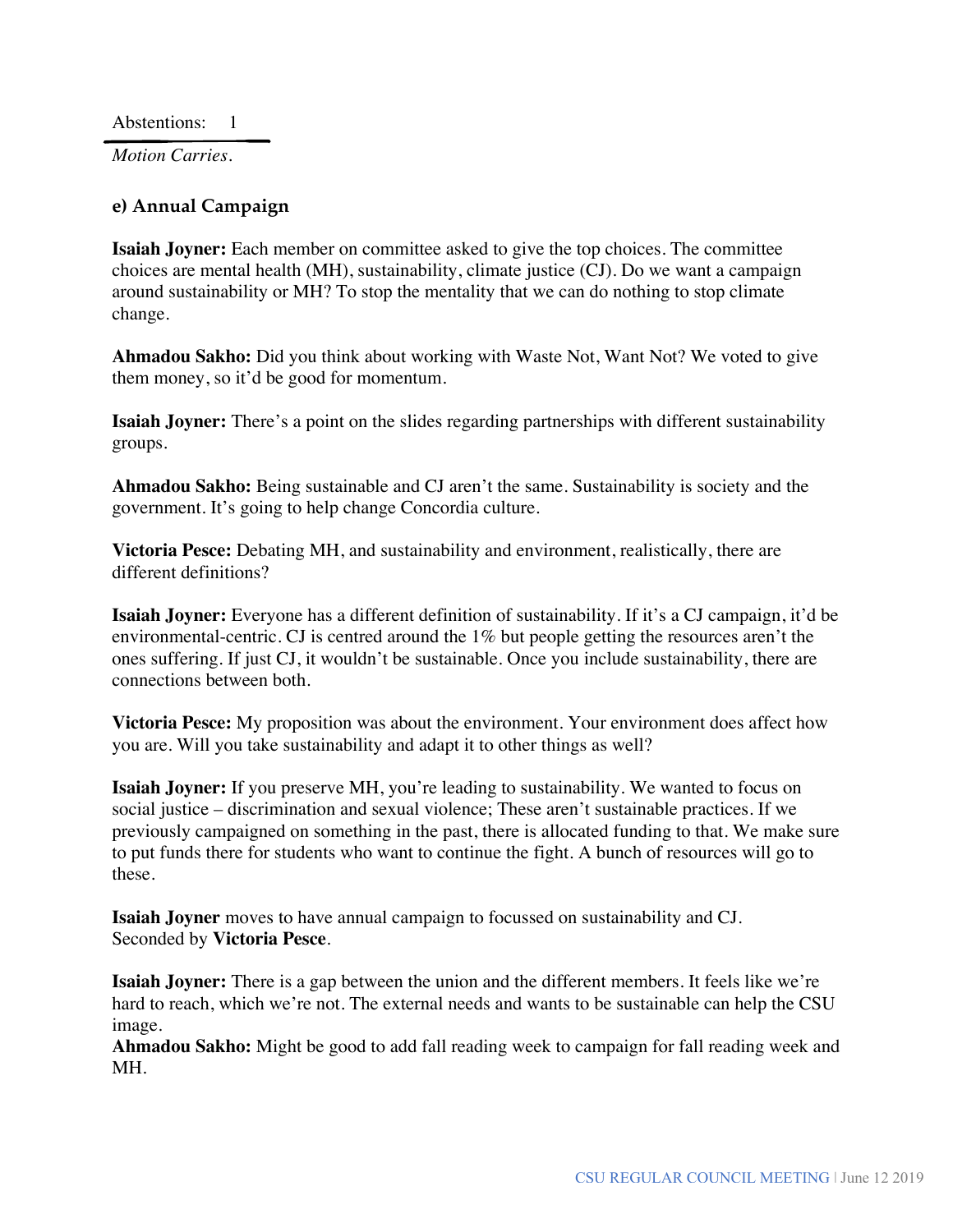Abstentions: 1

*Motion Carries.*

### e) Annual Campaign

**Isaiah Joyner:** Each member on committee asked to give the top choices. The committee choices are mental health (MH), sustainability, climate justice (CJ). Do we want a campaign around sustainability or MH? To stop the mentality that we can do nothing to stop climate change.

**Ahmadou Sakho:** Did you think about working with Waste Not, Want Not? We voted to give them money, so it'd be good for momentum.

**Isaiah Joyner:** There's a point on the slides regarding partnerships with different sustainability groups.

**Ahmadou Sakho:** Being sustainable and CJ aren't the same. Sustainability is society and the government. It's going to help change Concordia culture.

**Victoria Pesce:** Debating MH, and sustainability and environment, realistically, there are different definitions?

**Isaiah Joyner:** Everyone has a different definition of sustainability. If it's a CJ campaign, it'd be environmental-centric. CJ is centred around the 1% but people getting the resources aren't the ones suffering. If just CJ, it wouldn't be sustainable. Once you include sustainability, there are connections between both.

**Victoria Pesce:** My proposition was about the environment. Your environment does affect how you are. Will you take sustainability and adapt it to other things as well?

**Isaiah Joyner:** If you preserve MH, you're leading to sustainability. We wanted to focus on social justice – discrimination and sexual violence; These aren't sustainable practices. If we previously campaigned on something in the past, there is allocated funding to that. We make sure to put funds there for students who want to continue the fight. A bunch of resources will go to these.

**Isaiah Joyner** moves to have annual campaign to focussed on sustainability and CJ.
Seconded by **Victoria Pesce**.

**Isaiah Joyner:** There is a gap between the union and the different members. It feels like we're hard to reach, which we're not. The external needs and wants to be sustainable can help the CSU image.

**Ahmadou Sakho:** Might be good to add fall reading week to campaign for fall reading week and MH.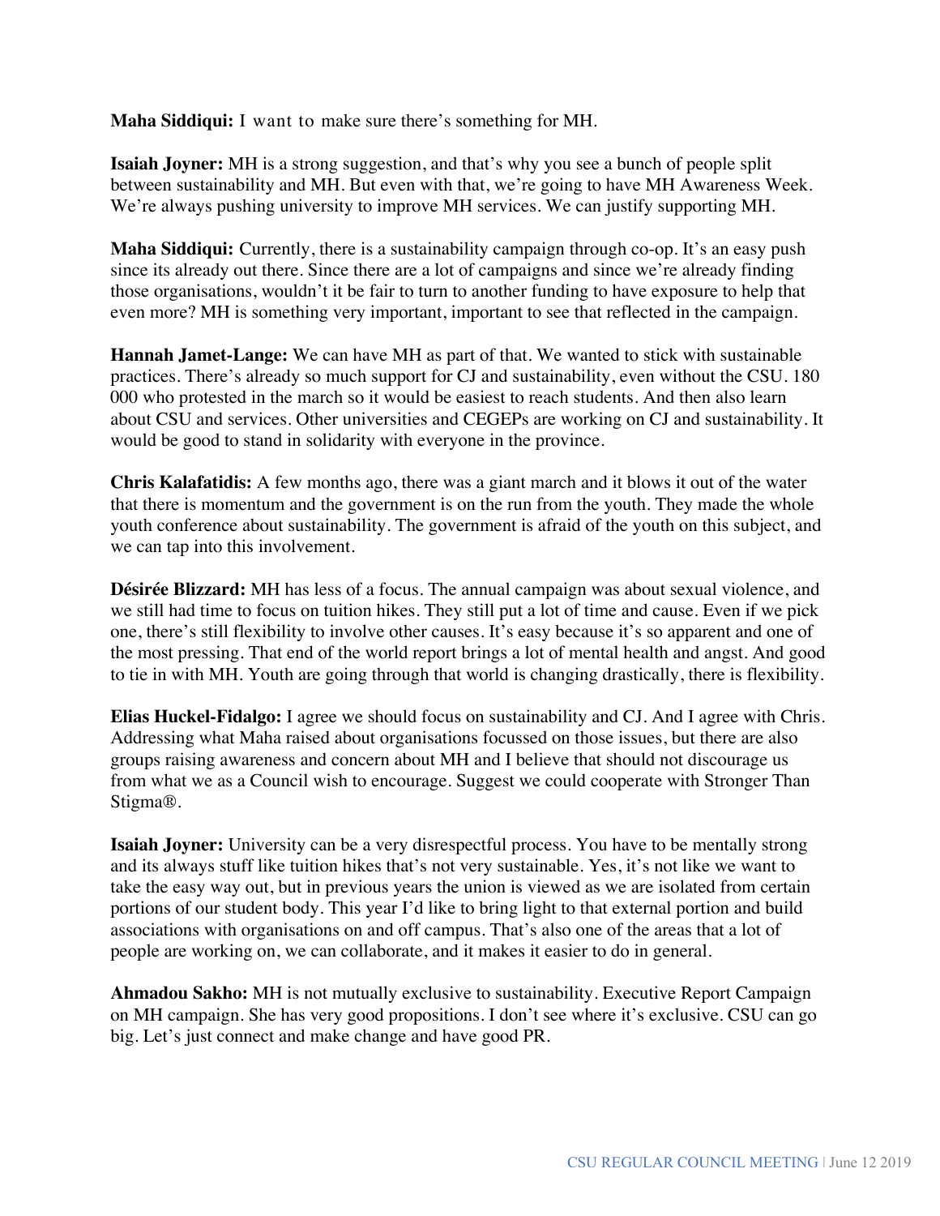**Maha Siddiqui:** I want to make sure there's something for MH.

**Isaiah Joyner:** MH is a strong suggestion, and that's why you see a bunch of people split between sustainability and MH. But even with that, we're going to have MH Awareness Week. We're always pushing university to improve MH services. We can justify supporting MH.

**Maha Siddiqui:** Currently, there is a sustainability campaign through co-op. It's an easy push since its already out there. Since there are a lot of campaigns and since we're already finding those organisations, wouldn't it be fair to turn to another funding to have exposure to help that even more? MH is something very important, important to see that reflected in the campaign.

**Hannah Jamet-Lange:** We can have MH as part of that. We wanted to stick with sustainable practices. There's already so much support for CJ and sustainability, even without the CSU. 180 000 who protested in the march so it would be easiest to reach students. And then also learn about CSU and services. Other universities and CEGEPs are working on CJ and sustainability. It would be good to stand in solidarity with everyone in the province.

**Chris Kalafatidis:** A few months ago, there was a giant march and it blows it out of the water that there is momentum and the government is on the run from the youth. They made the whole youth conference about sustainability. The government is afraid of the youth on this subject, and we can tap into this involvement.

**Désirée Blizzard:** MH has less of a focus. The annual campaign was about sexual violence, and we still had time to focus on tuition hikes. They still put a lot of time and cause. Even if we pick one, there's still flexibility to involve other causes. It's easy because it's so apparent and one of the most pressing. That end of the world report brings a lot of mental health and angst. And good to tie in with MH. Youth are going through that world is changing drastically, there is flexibility.

**Elias Huckel-Fidalgo:** I agree we should focus on sustainability and CJ. And I agree with Chris. Addressing what Maha raised about organisations focussed on those issues, but there are also groups raising awareness and concern about MH and I believe that should not discourage us from what we as a Council wish to encourage. Suggest we could cooperate with Stronger Than Stigma®.

**Isaiah Joyner:** University can be a very disrespectful process. You have to be mentally strong and its always stuff like tuition hikes that's not very sustainable. Yes, it's not like we want to take the easy way out, but in previous years the union is viewed as we are isolated from certain portions of our student body. This year I'd like to bring light to that external portion and build associations with organisations on and off campus. That's also one of the areas that a lot of people are working on, we can collaborate, and it makes it easier to do in general.

**Ahmadou Sakho:** MH is not mutually exclusive to sustainability. Executive Report Campaign on MH campaign. She has very good propositions. I don't see where it's exclusive. CSU can go big. Let's just connect and make change and have good PR.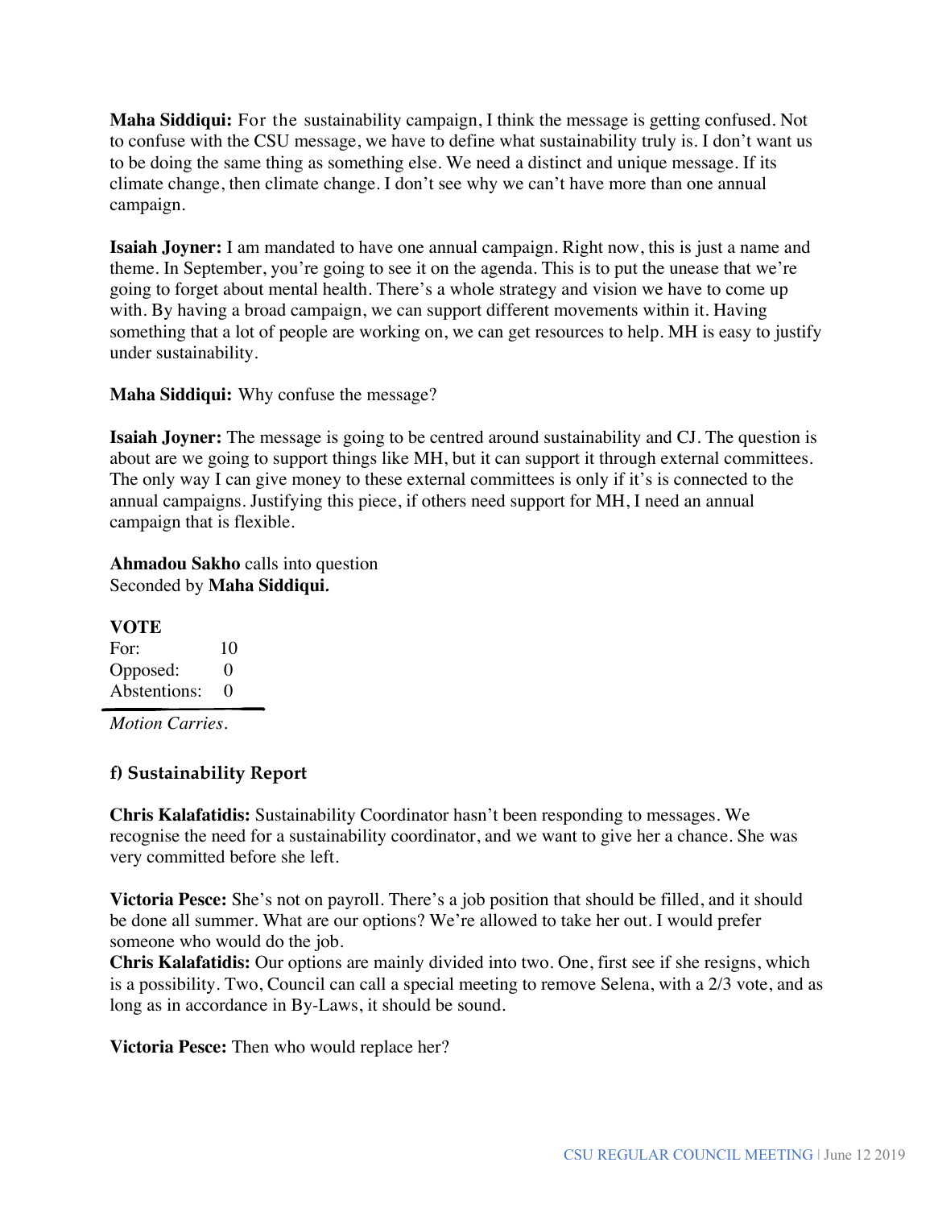**Maha Siddiqui:** For the sustainability campaign, I think the message is getting confused. Not to confuse with the CSU message, we have to define what sustainability truly is. I don't want us to be doing the same thing as something else. We need a distinct and unique message. If its climate change, then climate change. I don't see why we can't have more than one annual campaign.

**Isaiah Joyner:** I am mandated to have one annual campaign. Right now, this is just a name and theme. In September, you're going to see it on the agenda. This is to put the unease that we're going to forget about mental health. There's a whole strategy and vision we have to come up with. By having a broad campaign, we can support different movements within it. Having something that a lot of people are working on, we can get resources to help. MH is easy to justify under sustainability.

**Maha Siddiqui:** Why confuse the message?

**Isaiah Joyner:** The message is going to be centred around sustainability and CJ. The question is about are we going to support things like MH, but it can support it through external committees. The only way I can give money to these external committees is only if it's is connected to the annual campaigns. Justifying this piece, if others need support for MH, I need an annual campaign that is flexible.

**Ahmadou Sakho** calls into question
Seconded by **Maha Siddiqui.**

**VOTE**

| | |
|---|---|
| For: | 10 |
| Opposed: | 0 |
| Abstentions: | 0 |

*Motion Carries.*

### f) Sustainability Report

**Chris Kalafatidis:** Sustainability Coordinator hasn't been responding to messages. We recognise the need for a sustainability coordinator, and we want to give her a chance. She was very committed before she left.

**Victoria Pesce:** She's not on payroll. There's a job position that should be filled, and it should be done all summer. What are our options? We're allowed to take her out. I would prefer someone who would do the job.

**Chris Kalafatidis:** Our options are mainly divided into two. One, first see if she resigns, which is a possibility. Two, Council can call a special meeting to remove Selena, with a 2/3 vote, and as long as in accordance in By-Laws, it should be sound.

**Victoria Pesce:** Then who would replace her?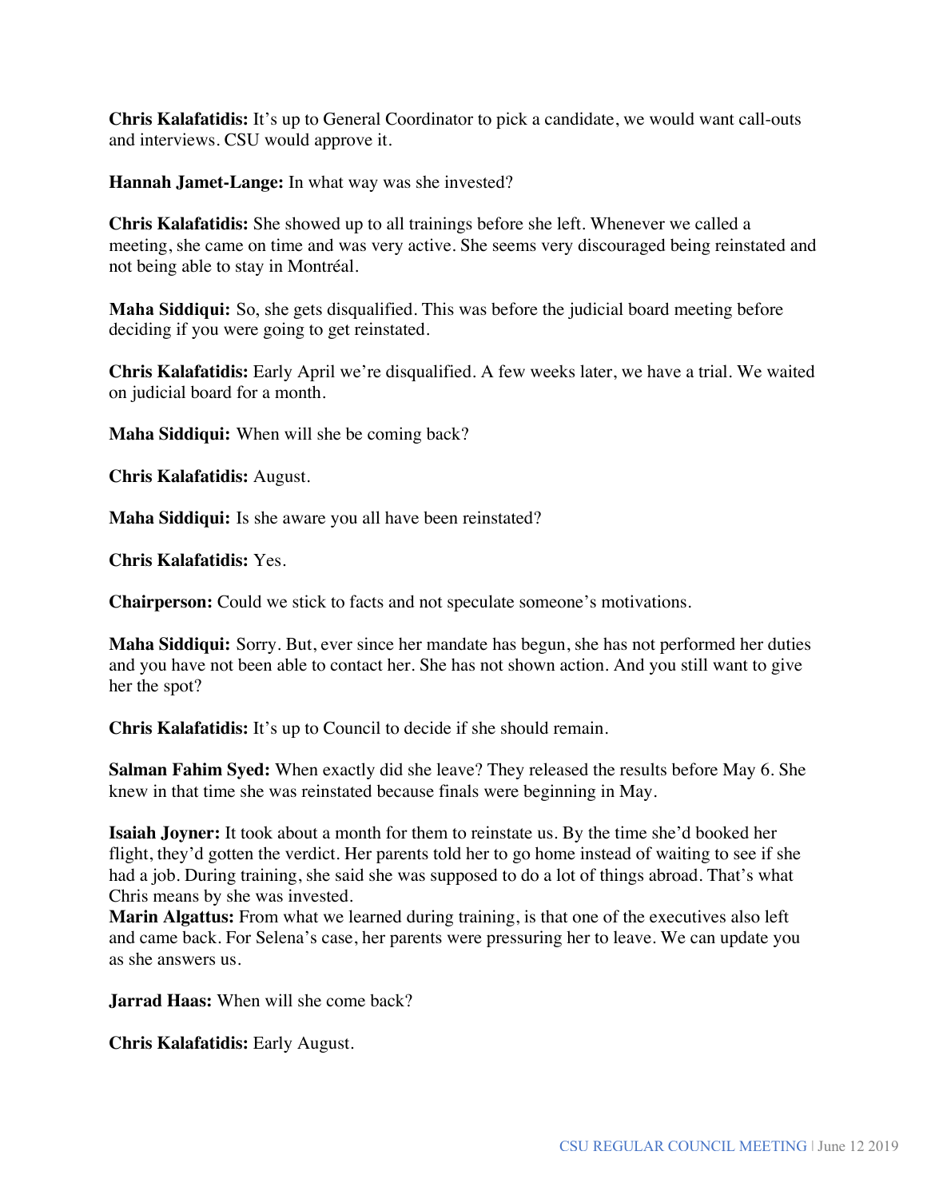**Chris Kalafatidis:** It's up to General Coordinator to pick a candidate, we would want call-outs and interviews. CSU would approve it.

**Hannah Jamet-Lange:** In what way was she invested?

**Chris Kalafatidis:** She showed up to all trainings before she left. Whenever we called a meeting, she came on time and was very active. She seems very discouraged being reinstated and not being able to stay in Montréal.

**Maha Siddiqui:** So, she gets disqualified. This was before the judicial board meeting before deciding if you were going to get reinstated.

**Chris Kalafatidis:** Early April we're disqualified. A few weeks later, we have a trial. We waited on judicial board for a month.

**Maha Siddiqui:** When will she be coming back?

**Chris Kalafatidis:** August.

**Maha Siddiqui:** Is she aware you all have been reinstated?

**Chris Kalafatidis:** Yes.

**Chairperson:** Could we stick to facts and not speculate someone's motivations.

**Maha Siddiqui:** Sorry. But, ever since her mandate has begun, she has not performed her duties and you have not been able to contact her. She has not shown action. And you still want to give her the spot?

**Chris Kalafatidis:** It's up to Council to decide if she should remain.

**Salman Fahim Syed:** When exactly did she leave? They released the results before May 6. She knew in that time she was reinstated because finals were beginning in May.

**Isaiah Joyner:** It took about a month for them to reinstate us. By the time she'd booked her flight, they'd gotten the verdict. Her parents told her to go home instead of waiting to see if she had a job. During training, she said she was supposed to do a lot of things abroad. That's what Chris means by she was invested.

**Marin Algattus:** From what we learned during training, is that one of the executives also left and came back. For Selena's case, her parents were pressuring her to leave. We can update you as she answers us.

**Jarrad Haas:** When will she come back?

**Chris Kalafatidis:** Early August.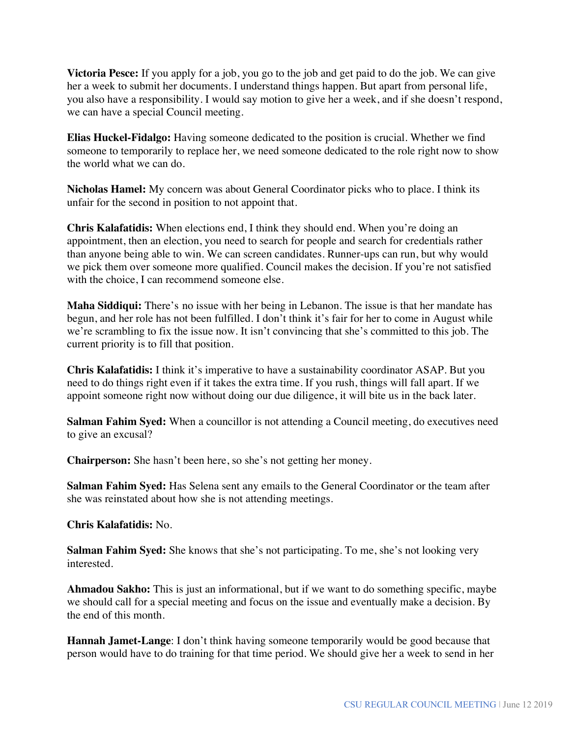**Victoria Pesce:** If you apply for a job, you go to the job and get paid to do the job. We can give her a week to submit her documents. I understand things happen. But apart from personal life, you also have a responsibility. I would say motion to give her a week, and if she doesn't respond, we can have a special Council meeting.

**Elias Huckel-Fidalgo:** Having someone dedicated to the position is crucial. Whether we find someone to temporarily to replace her, we need someone dedicated to the role right now to show the world what we can do.

**Nicholas Hamel:** My concern was about General Coordinator picks who to place. I think its unfair for the second in position to not appoint that.

**Chris Kalafatidis:** When elections end, I think they should end. When you're doing an appointment, then an election, you need to search for people and search for credentials rather than anyone being able to win. We can screen candidates. Runner-ups can run, but why would we pick them over someone more qualified. Council makes the decision. If you're not satisfied with the choice, I can recommend someone else.

**Maha Siddiqui:** There's no issue with her being in Lebanon. The issue is that her mandate has begun, and her role has not been fulfilled. I don't think it's fair for her to come in August while we're scrambling to fix the issue now. It isn't convincing that she's committed to this job. The current priority is to fill that position.

**Chris Kalafatidis:** I think it's imperative to have a sustainability coordinator ASAP. But you need to do things right even if it takes the extra time. If you rush, things will fall apart. If we appoint someone right now without doing our due diligence, it will bite us in the back later.

**Salman Fahim Syed:** When a councillor is not attending a Council meeting, do executives need to give an excusal?

**Chairperson:** She hasn't been here, so she's not getting her money.

**Salman Fahim Syed:** Has Selena sent any emails to the General Coordinator or the team after she was reinstated about how she is not attending meetings.

**Chris Kalafatidis:** No.

**Salman Fahim Syed:** She knows that she's not participating. To me, she's not looking very interested.

**Ahmadou Sakho:** This is just an informational, but if we want to do something specific, maybe we should call for a special meeting and focus on the issue and eventually make a decision. By the end of this month.

**Hannah Jamet-Lange**: I don't think having someone temporarily would be good because that person would have to do training for that time period. We should give her a week to send in her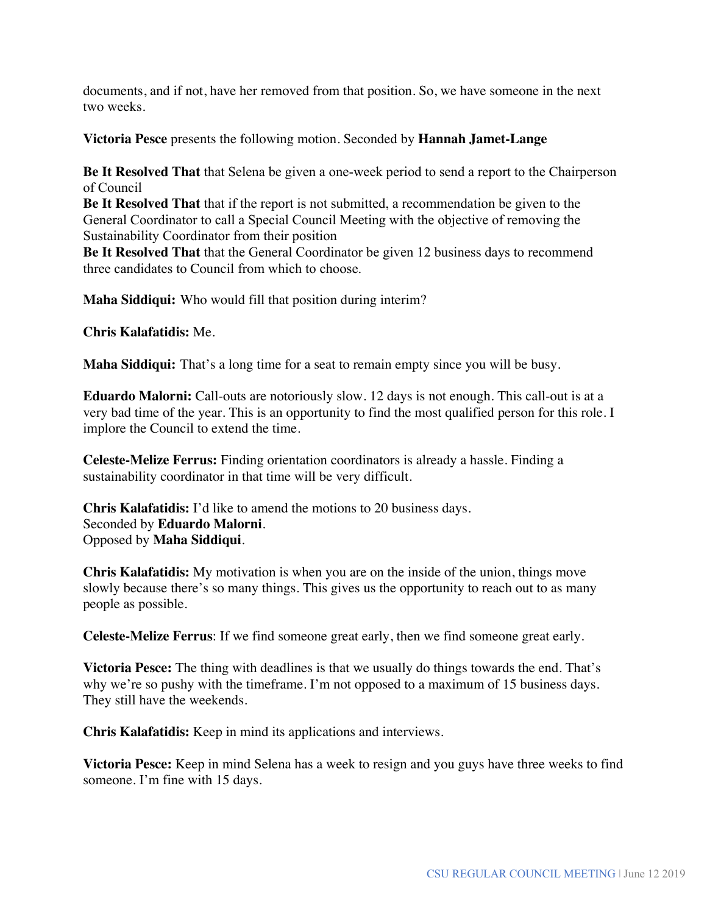documents, and if not, have her removed from that position. So, we have someone in the next two weeks.

**Victoria Pesce** presents the following motion. Seconded by **Hannah Jamet-Lange**

**Be It Resolved That** that Selena be given a one-week period to send a report to the Chairperson of Council
**Be It Resolved That** that if the report is not submitted, a recommendation be given to the General Coordinator to call a Special Council Meeting with the objective of removing the Sustainability Coordinator from their position
**Be It Resolved That** that the General Coordinator be given 12 business days to recommend three candidates to Council from which to choose.

**Maha Siddiqui:** Who would fill that position during interim?

**Chris Kalafatidis:** Me.

**Maha Siddiqui:** That's a long time for a seat to remain empty since you will be busy.

**Eduardo Malorni:** Call-outs are notoriously slow. 12 days is not enough. This call-out is at a very bad time of the year. This is an opportunity to find the most qualified person for this role. I implore the Council to extend the time.

**Celeste-Melize Ferrus:** Finding orientation coordinators is already a hassle. Finding a sustainability coordinator in that time will be very difficult.

**Chris Kalafatidis:** I'd like to amend the motions to 20 business days.
Seconded by **Eduardo Malorni**.
Opposed by **Maha Siddiqui**.

**Chris Kalafatidis:** My motivation is when you are on the inside of the union, things move slowly because there's so many things. This gives us the opportunity to reach out to as many people as possible.

**Celeste-Melize Ferrus**: If we find someone great early, then we find someone great early.

**Victoria Pesce:** The thing with deadlines is that we usually do things towards the end. That's why we're so pushy with the timeframe. I'm not opposed to a maximum of 15 business days. They still have the weekends.

**Chris Kalafatidis:** Keep in mind its applications and interviews.

**Victoria Pesce:** Keep in mind Selena has a week to resign and you guys have three weeks to find someone. I'm fine with 15 days.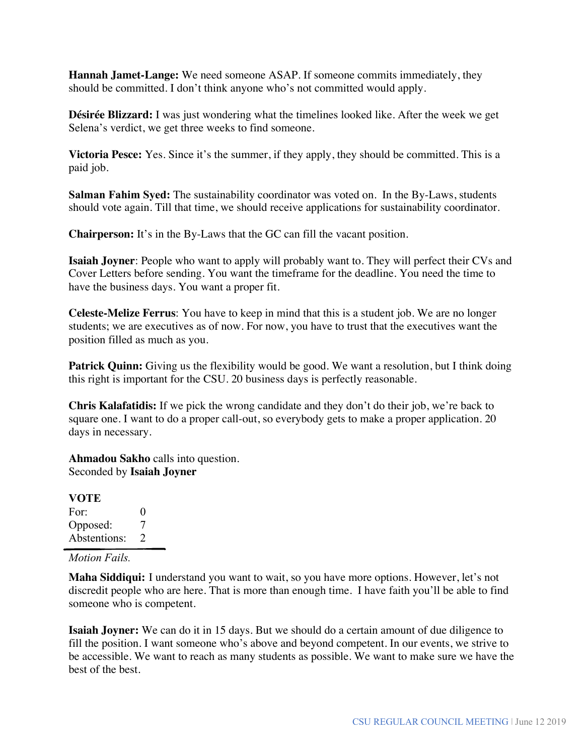**Hannah Jamet-Lange:** We need someone ASAP. If someone commits immediately, they should be committed. I don't think anyone who's not committed would apply.

**Désirée Blizzard:** I was just wondering what the timelines looked like. After the week we get Selena's verdict, we get three weeks to find someone.

**Victoria Pesce:** Yes. Since it's the summer, if they apply, they should be committed. This is a paid job.

**Salman Fahim Syed:** The sustainability coordinator was voted on. In the By-Laws, students should vote again. Till that time, we should receive applications for sustainability coordinator.

**Chairperson:** It's in the By-Laws that the GC can fill the vacant position.

**Isaiah Joyner**: People who want to apply will probably want to. They will perfect their CVs and Cover Letters before sending. You want the timeframe for the deadline. You need the time to have the business days. You want a proper fit.

**Celeste-Melize Ferrus**: You have to keep in mind that this is a student job. We are no longer students; we are executives as of now. For now, you have to trust that the executives want the position filled as much as you.

**Patrick Quinn:** Giving us the flexibility would be good. We want a resolution, but I think doing this right is important for the CSU. 20 business days is perfectly reasonable.

**Chris Kalafatidis:** If we pick the wrong candidate and they don't do their job, we're back to square one. I want to do a proper call-out, so everybody gets to make a proper application. 20 days in necessary.

**Ahmadou Sakho** calls into question.
Seconded by **Isaiah Joyner**

**VOTE**

| | |
|---|---|
| For: | 0 |
| Opposed: | 7 |
| Abstentions: | 2 |

*Motion Fails.*

**Maha Siddiqui:** I understand you want to wait, so you have more options. However, let's not discredit people who are here. That is more than enough time. I have faith you'll be able to find someone who is competent.

**Isaiah Joyner:** We can do it in 15 days. But we should do a certain amount of due diligence to fill the position. I want someone who's above and beyond competent. In our events, we strive to be accessible. We want to reach as many students as possible. We want to make sure we have the best of the best.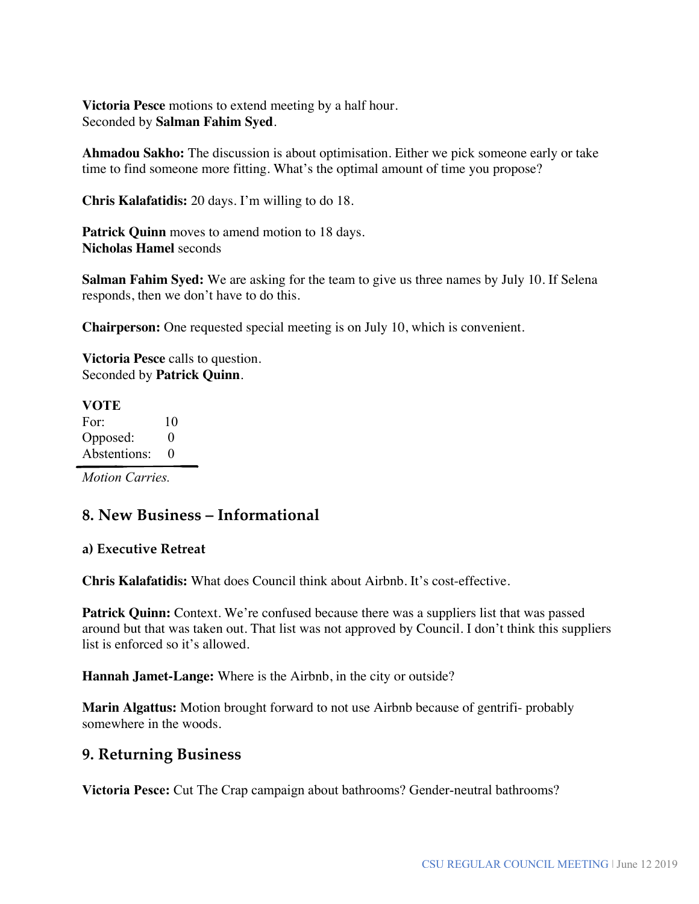**Victoria Pesce** motions to extend meeting by a half hour.
Seconded by **Salman Fahim Syed**.

**Ahmadou Sakho:** The discussion is about optimisation. Either we pick someone early or take time to find someone more fitting. What's the optimal amount of time you propose?

**Chris Kalafatidis:** 20 days. I'm willing to do 18.

**Patrick Quinn** moves to amend motion to 18 days.
**Nicholas Hamel** seconds

**Salman Fahim Syed:** We are asking for the team to give us three names by July 10. If Selena responds, then we don't have to do this.

**Chairperson:** One requested special meeting is on July 10, which is convenient.

**Victoria Pesce** calls to question.
Seconded by **Patrick Quinn**.

**VOTE**

| | |
|---|---|
| For: | 10 |
| Opposed: | 0 |
| Abstentions: | 0 |

*Motion Carries.*

## 8. New Business – Informational

### a) Executive Retreat

**Chris Kalafatidis:** What does Council think about Airbnb. It's cost-effective.

**Patrick Quinn:** Context. We're confused because there was a suppliers list that was passed around but that was taken out. That list was not approved by Council. I don't think this suppliers list is enforced so it's allowed.

**Hannah Jamet-Lange:** Where is the Airbnb, in the city or outside?

**Marin Algattus:** Motion brought forward to not use Airbnb because of gentrifi- probably somewhere in the woods.

## 9. Returning Business

**Victoria Pesce:** Cut The Crap campaign about bathrooms? Gender-neutral bathrooms?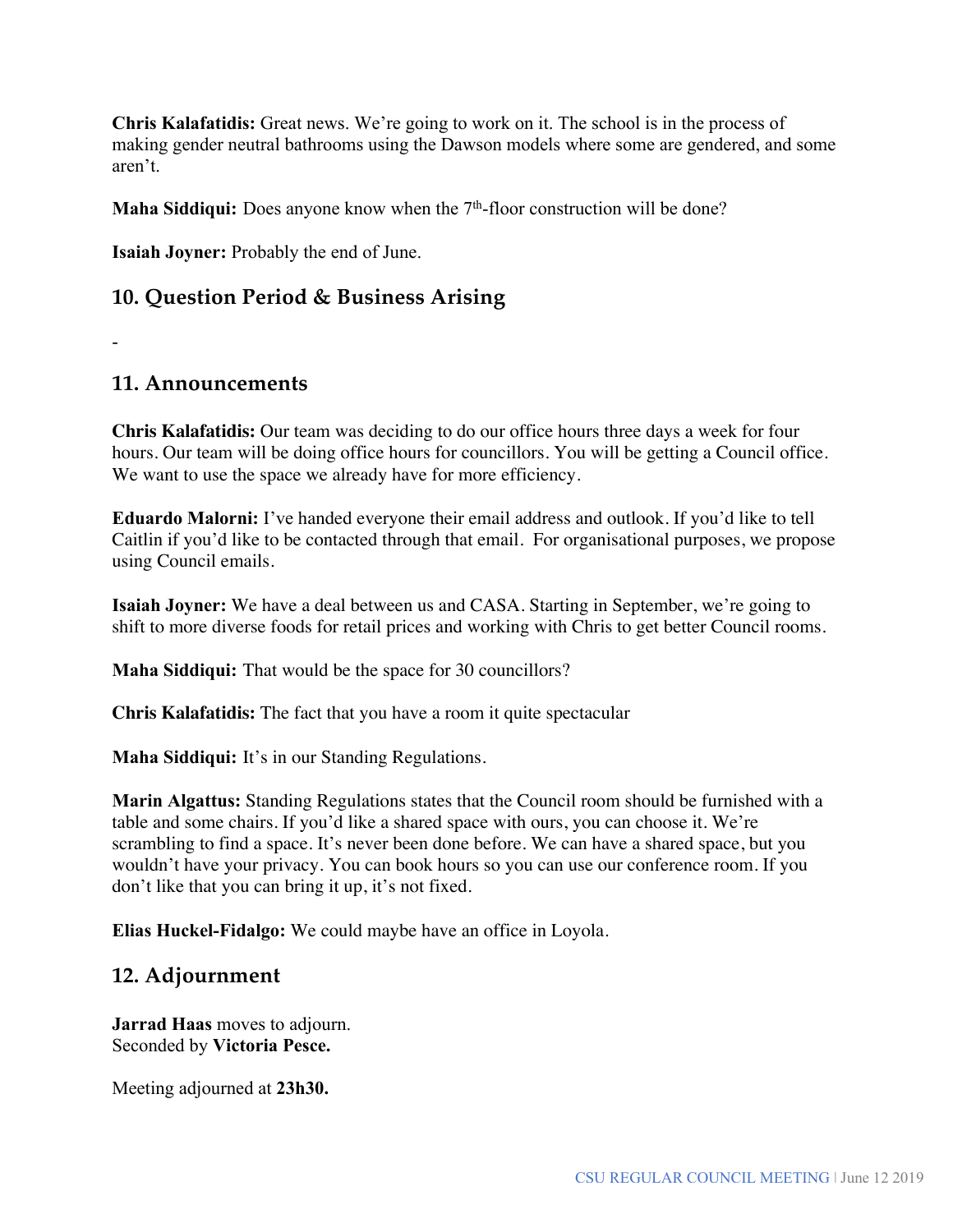**Chris Kalafatidis:** Great news. We're going to work on it. The school is in the process of making gender neutral bathrooms using the Dawson models where some are gendered, and some aren't.

**Maha Siddiqui:** Does anyone know when the 7th-floor construction will be done?

**Isaiah Joyner:** Probably the end of June.

## 10. Question Period & Business Arising

-

## 11. Announcements

**Chris Kalafatidis:** Our team was deciding to do our office hours three days a week for four hours. Our team will be doing office hours for councillors. You will be getting a Council office. We want to use the space we already have for more efficiency.

**Eduardo Malorni:** I've handed everyone their email address and outlook. If you'd like to tell Caitlin if you'd like to be contacted through that email. For organisational purposes, we propose using Council emails.

**Isaiah Joyner:** We have a deal between us and CASA. Starting in September, we're going to shift to more diverse foods for retail prices and working with Chris to get better Council rooms.

**Maha Siddiqui:** That would be the space for 30 councillors?

**Chris Kalafatidis:** The fact that you have a room it quite spectacular

**Maha Siddiqui:** It's in our Standing Regulations.

**Marin Algattus:** Standing Regulations states that the Council room should be furnished with a table and some chairs. If you'd like a shared space with ours, you can choose it. We're scrambling to find a space. It's never been done before. We can have a shared space, but you wouldn't have your privacy. You can book hours so you can use our conference room. If you don't like that you can bring it up, it's not fixed.

**Elias Huckel-Fidalgo:** We could maybe have an office in Loyola.

## 12. Adjournment

**Jarrad Haas** moves to adjourn.
Seconded by **Victoria Pesce.**

Meeting adjourned at **23h30.**